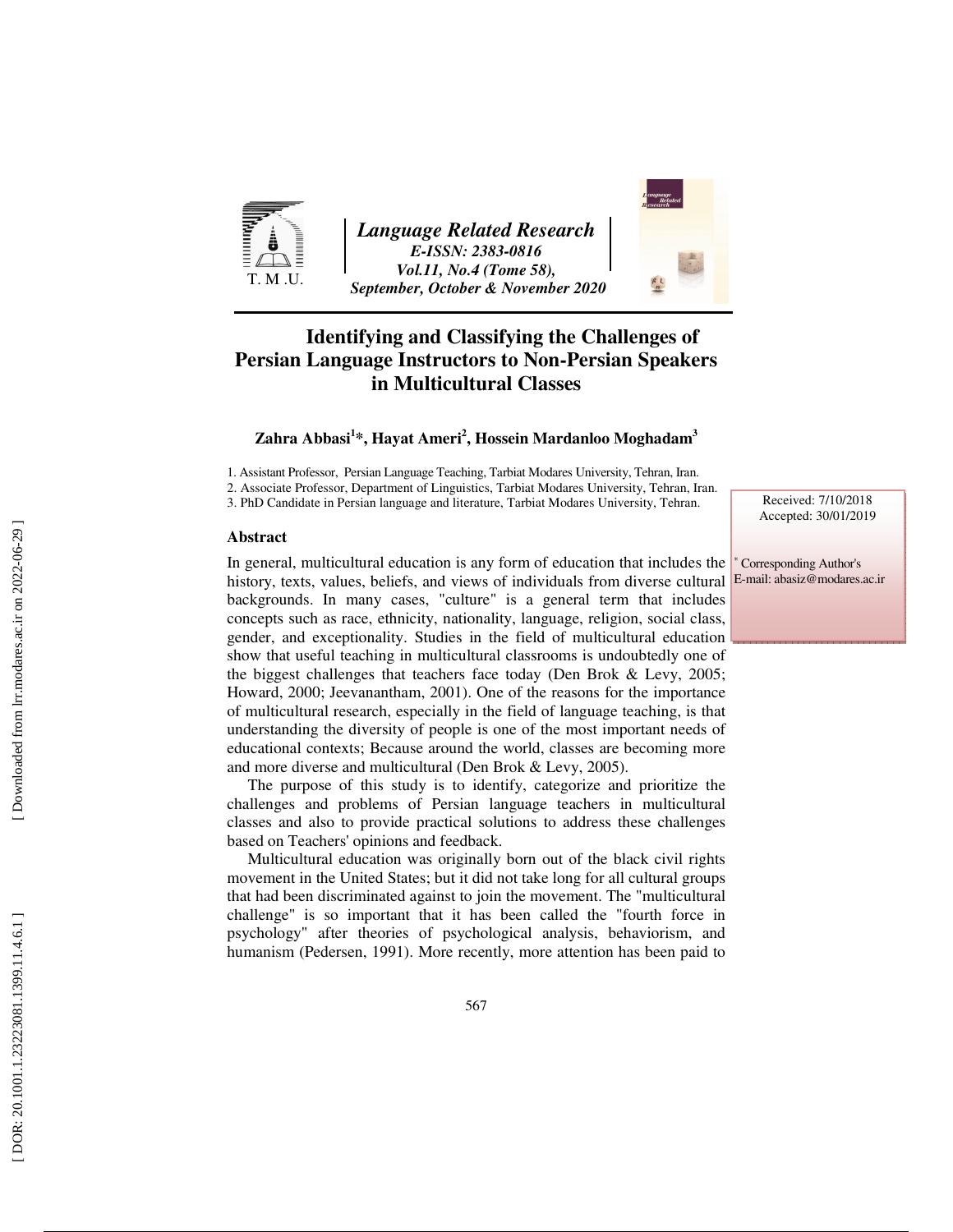# Identifying and Classifying the Challenges of Persian Language Instructors to Non-Persian Speakers in Multicultural Classes

**Zahra Abbasi[1]*, Hayat Ameri[2], Hossein Mardanloo Moghadam[3]**

1. Assistant Professor, Persian Language Teaching, Tarbiat Modares University, Tehran, Iran.
2. Associate Professor, Department of Linguistics, Tarbiat Modares University, Tehran, Iran.
3. PhD Candidate in Persian language and literature, Tarbiat Modares University, Tehran.

Received: 7/10/2018
Accepted: 30/01/2019

* Corresponding Author's E-mail: abasiz@modares.ac.ir

## Abstract

In general, multicultural education is any form of education that includes the history, texts, values, beliefs, and views of individuals from diverse cultural backgrounds. In many cases, "culture" is a general term that includes concepts such as race, ethnicity, nationality, language, religion, social class, gender, and exceptionality. Studies in the field of multicultural education show that useful teaching in multicultural classrooms is undoubtedly one of the biggest challenges that teachers face today (Den Brok & Levy, 2005; Howard, 2000; Jeevanantham, 2001). One of the reasons for the importance of multicultural research, especially in the field of language teaching, is that understanding the diversity of people is one of the most important needs of educational contexts; Because around the world, classes are becoming more and more diverse and multicultural (Den Brok & Levy, 2005).

The purpose of this study is to identify, categorize and prioritize the challenges and problems of Persian language teachers in multicultural classes and also to provide practical solutions to address these challenges based on Teachers' opinions and feedback.

Multicultural education was originally born out of the black civil rights movement in the United States; but it did not take long for all cultural groups that had been discriminated against to join the movement. The "multicultural challenge" is so important that it has been called the "fourth force in psychology" after theories of psychological analysis, behaviorism, and humanism (Pedersen, 1991). More recently, more attention has been paid to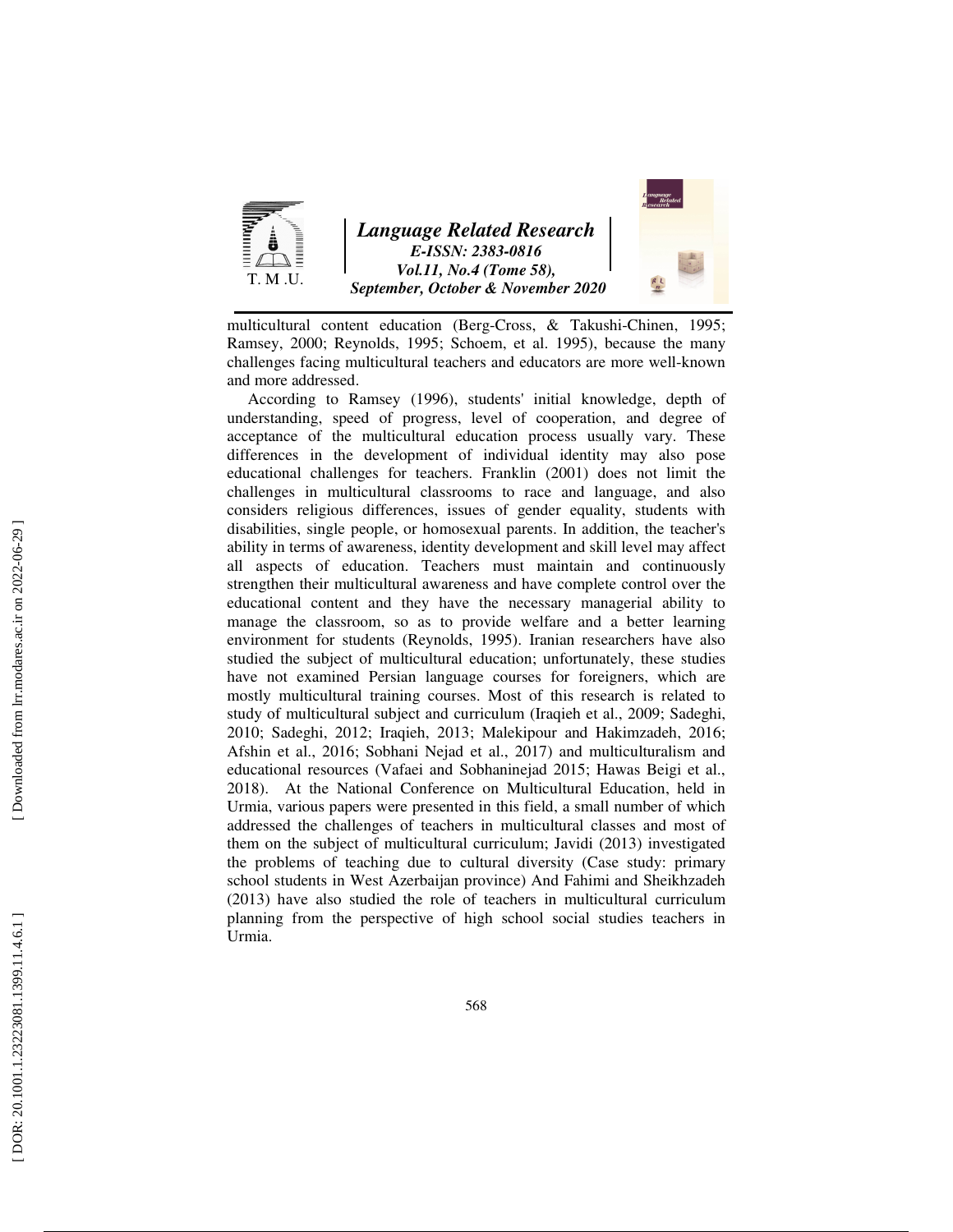multicultural content education (Berg-Cross, & Takushi-Chinen, 1995; Ramsey, 2000; Reynolds, 1995; Schoem, et al. 1995), because the many challenges facing multicultural teachers and educators are more well-known and more addressed.

According to Ramsey (1996), students' initial knowledge, depth of understanding, speed of progress, level of cooperation, and degree of acceptance of the multicultural education process usually vary. These differences in the development of individual identity may also pose educational challenges for teachers. Franklin (2001) does not limit the challenges in multicultural classrooms to race and language, and also considers religious differences, issues of gender equality, students with disabilities, single people, or homosexual parents. In addition, the teacher's ability in terms of awareness, identity development and skill level may affect all aspects of education. Teachers must maintain and continuously strengthen their multicultural awareness and have complete control over the educational content and they have the necessary managerial ability to manage the classroom, so as to provide welfare and a better learning environment for students (Reynolds, 1995). Iranian researchers have also studied the subject of multicultural education; unfortunately, these studies have not examined Persian language courses for foreigners, which are mostly multicultural training courses. Most of this research is related to study of multicultural subject and curriculum (Iraqieh et al., 2009; Sadeghi, 2010; Sadeghi, 2012; Iraqieh, 2013; Malekipour and Hakimzadeh, 2016; Afshin et al., 2016; Sobhani Nejad et al., 2017) and multiculturalism and educational resources (Vafaei and Sobhaninejad 2015; Hawas Beigi et al., 2018). At the National Conference on Multicultural Education, held in Urmia, various papers were presented in this field, a small number of which addressed the challenges of teachers in multicultural classes and most of them on the subject of multicultural curriculum; Javidi (2013) investigated the problems of teaching due to cultural diversity (Case study: primary school students in West Azerbaijan province) And Fahimi and Sheikhzadeh (2013) have also studied the role of teachers in multicultural curriculum planning from the perspective of high school social studies teachers in Urmia.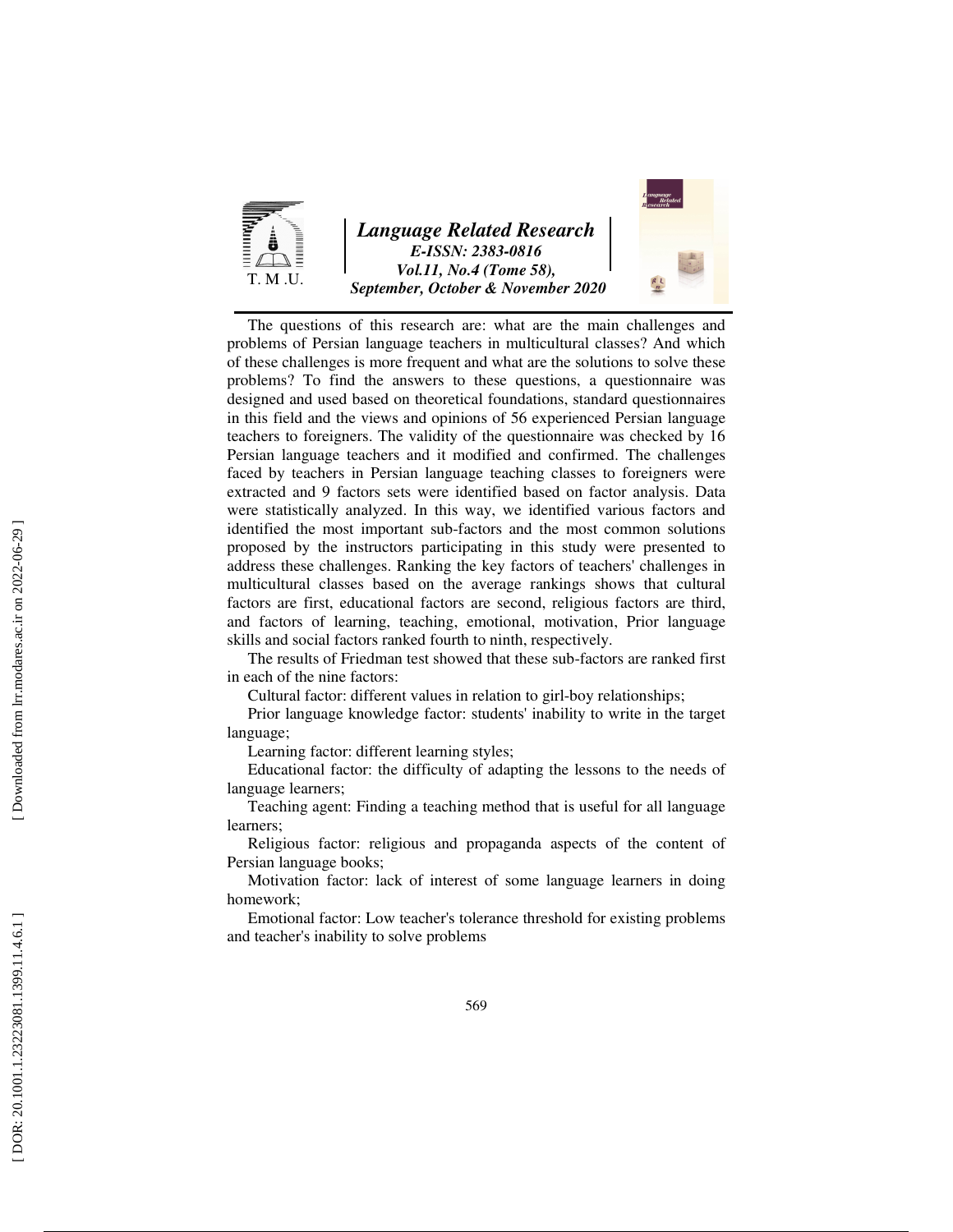The questions of this research are: what are the main challenges and problems of Persian language teachers in multicultural classes? And which of these challenges is more frequent and what are the solutions to solve these problems? To find the answers to these questions, a questionnaire was designed and used based on theoretical foundations, standard questionnaires in this field and the views and opinions of 56 experienced Persian language teachers to foreigners. The validity of the questionnaire was checked by 16 Persian language teachers and it modified and confirmed. The challenges faced by teachers in Persian language teaching classes to foreigners were extracted and 9 factors sets were identified based on factor analysis. Data were statistically analyzed. In this way, we identified various factors and identified the most important sub-factors and the most common solutions proposed by the instructors participating in this study were presented to address these challenges. Ranking the key factors of teachers' challenges in multicultural classes based on the average rankings shows that cultural factors are first, educational factors are second, religious factors are third, and factors of learning, teaching, emotional, motivation, Prior language skills and social factors ranked fourth to ninth, respectively.

The results of Friedman test showed that these sub-factors are ranked first in each of the nine factors:

Cultural factor: different values in relation to girl-boy relationships;

Prior language knowledge factor: students' inability to write in the target language;

Learning factor: different learning styles;

Educational factor: the difficulty of adapting the lessons to the needs of language learners;

Teaching agent: Finding a teaching method that is useful for all language learners;

Religious factor: religious and propaganda aspects of the content of Persian language books;

Motivation factor: lack of interest of some language learners in doing homework;

Emotional factor: Low teacher's tolerance threshold for existing problems and teacher's inability to solve problems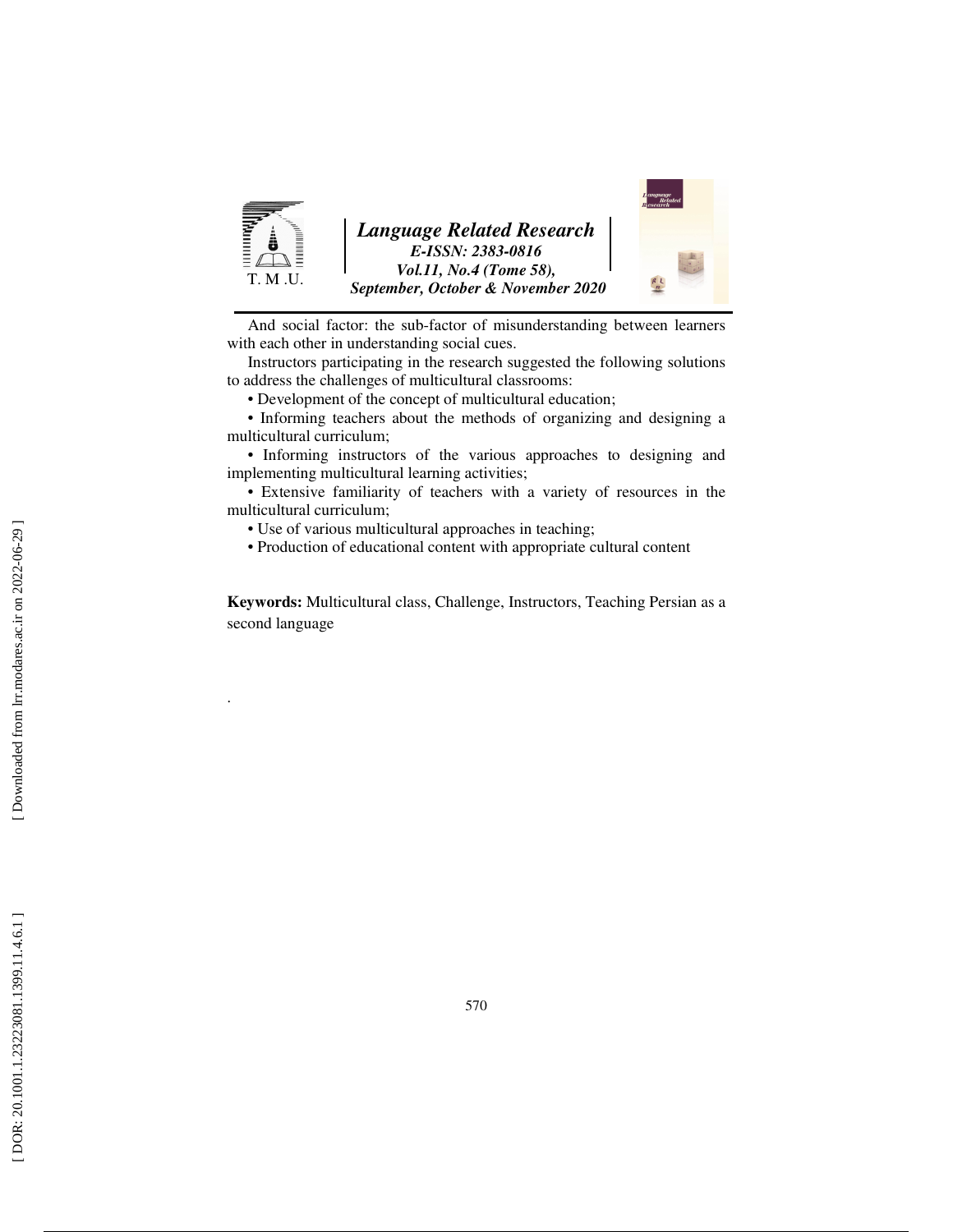And social factor: the sub-factor of misunderstanding between learners with each other in understanding social cues.

Instructors participating in the research suggested the following solutions to address the challenges of multicultural classrooms:

- Development of the concept of multicultural education;
- Informing teachers about the methods of organizing and designing a multicultural curriculum;
- Informing instructors of the various approaches to designing and implementing multicultural learning activities;
- Extensive familiarity of teachers with a variety of resources in the multicultural curriculum;
- Use of various multicultural approaches in teaching;
- Production of educational content with appropriate cultural content

**Keywords:** Multicultural class, Challenge, Instructors, Teaching Persian as a second language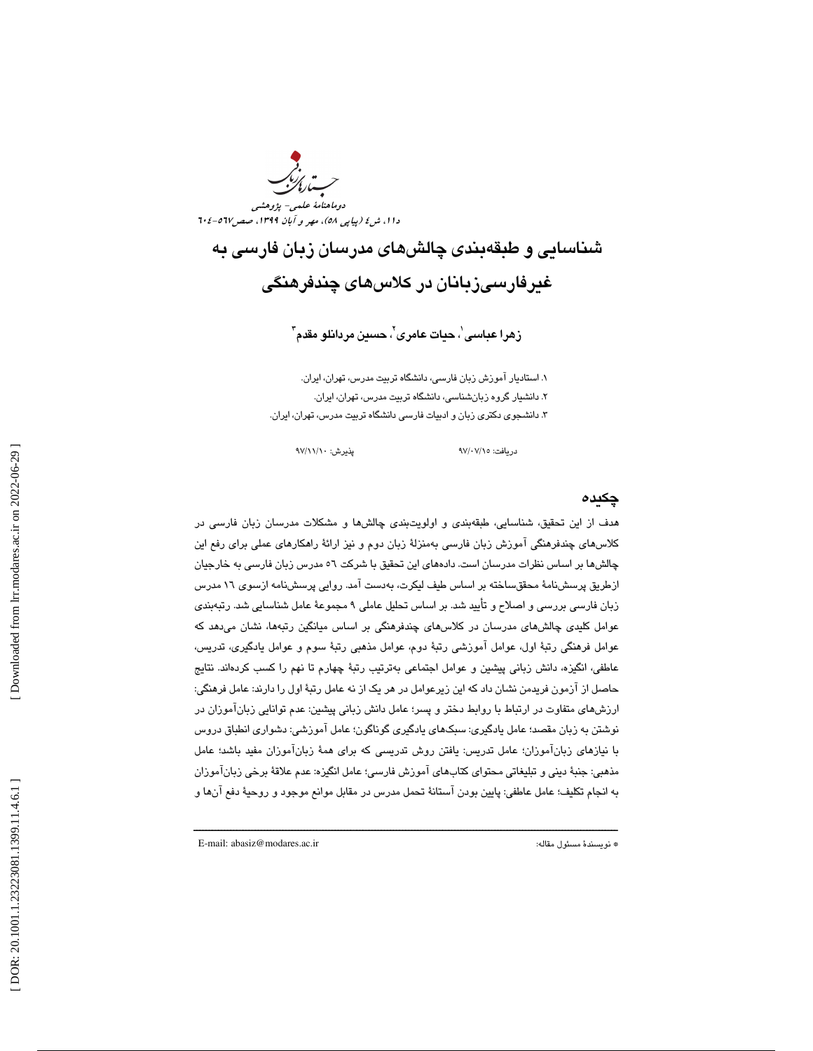# شناسایی و طبقه‌بندی چالش‌های مدرسان زبان فارسی به غیرفارسی‌زبانان در کلاس‌های چندفرهنگی

**زهرا عباسی[1]، حیات عامری[2]، حسین مردانلو مقدم[3]**

۱. استادیار آموزش زبان فارسی، دانشگاه تربیت مدرس، تهران، ایران.
۲. دانشیار گروه زبان‌شناسی، دانشگاه تربیت مدرس، تهران، ایران.
۳. دانشجوی دکتری زبان و ادبیات فارسی دانشگاه تربیت مدرس، تهران، ایران.

دریافت: ۹۷/۰۷/۱۵ پذیرش: ۹۷/۱۱/۱۰

## چکیده

هدف از این تحقیق، شناسایی، طبقه‌بندی و اولویت‌بندی چالش‌ها و مشکلات مدرسان زبان فارسی در کلاس‌های چندفرهنگی آموزش زبان فارسی به‌منزلهٔ زبان دوم و نیز ارائهٔ راهکارهای عملی برای رفع این چالش‌ها بر اساس نظرات مدرسان است. داده‌های این تحقیق با شرکت ۵۶ مدرس زبان فارسی به خارجیان ازطریق پرسش‌نامهٔ محقق‌ساخته بر اساس طیف لیکرت، به‌دست آمد. روایی پرسش‌نامه ازسوی ۱۶ مدرس زبان فارسی بررسی و اصلاح و تأیید شد. بر اساس تحلیل عاملی ۹ مجموعهٔ عامل شناسایی شد. رتبه‌بندی عوامل کلیدی چالش‌های مدرسان در کلاس‌های چندفرهنگی بر اساس میانگین رتبه‌ها، نشان می‌دهد که عوامل فرهنگی رتبهٔ اول، عوامل آموزشی رتبهٔ دوم، عوامل مذهبی رتبهٔ سوم و عوامل یادگیری، تدریس، عاطفی، انگیزه، دانش زبانی پیشین و عوامل اجتماعی به‌ترتیب رتبهٔ چهارم تا نهم را کسب کرده‌اند. نتایج حاصل از آزمون فریدمن نشان داد که این زیرعوامل در هر یک از نه عامل رتبهٔ اول را دارند: عامل فرهنگی: ارزش‌های متفاوت در ارتباط با روابط دختر و پسر؛ عامل دانش زبانی پیشین: عدم توانایی زبان‌آموزان در نوشتن به زبان مقصد؛ عامل یادگیری: سبک‌های یادگیری گوناگون؛ عامل آموزشی: دشواری انطباق دروس با نیازهای زبان‌آموزان؛ عامل تدریس: یافتن روش تدریسی که برای همهٔ زبان‌آموزان مفید باشد؛ عامل مذهبی: جنبهٔ دینی و تبلیغاتی محتوای کتاب‌های آموزش فارسی؛ عامل انگیزه: عدم علاقهٔ برخی زبان‌آموزان به انجام تکلیف؛ عامل عاطفی: پایین بودن آستانهٔ تحمل مدرس در مقابل موانع موجود و روحیهٔ دفع آن‌ها و

---

* نویسندهٔ مسئول مقاله: E-mail: abasiz@modares.ac.ir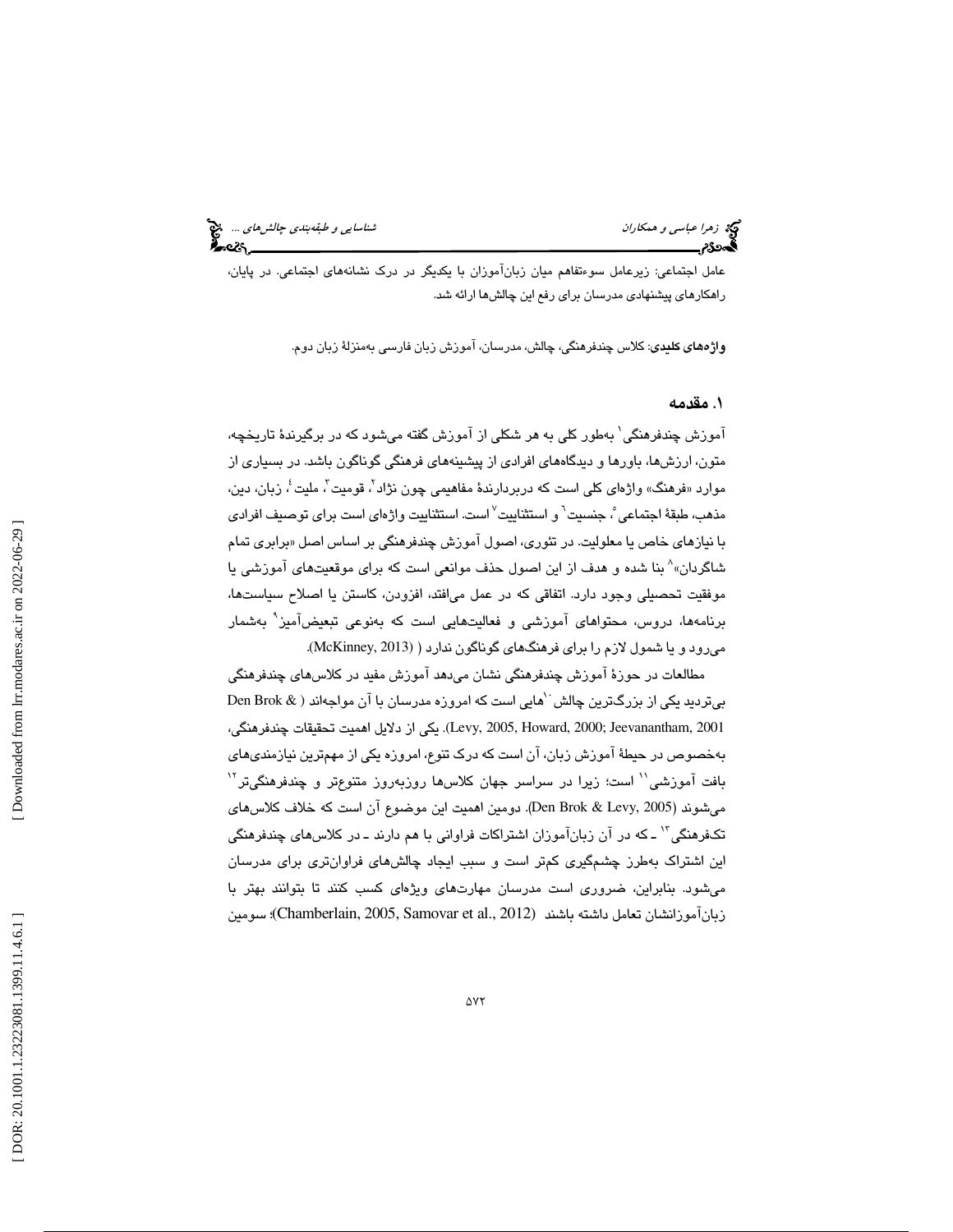عامل اجتماعی: زیرعامل سوءتفاهم میان زبان‌آموزان با یکدیگر در درک نشانه‌های اجتماعی. در پایان، راهکارهای پیشنهادی مدرسان برای رفع این چالش‌ها ارائه شد.

**واژه‌های کلیدی**: کلاس چندفرهنگی، چالش، مدرسان، آموزش زبان فارسی به‌منزلهٔ زبان دوم.

## ۱. مقدمه

آموزش چندفرهنگی[۱] به‌طور کلی به هر شکلی از آموزش گفته می‌شود که در برگیرندهٔ تاریخچه، متون، ارزش‌ها، باورها و دیدگاه‌های افرادی از پیشینه‌های فرهنگی گوناگون باشد. در بسیاری از موارد «فرهنگ» واژه‌ای کلی است که دربردارندهٔ مفاهیمی چون نژاد[۲]، قومیت[۳]، ملیت[۴]، زبان، دین، مذهب، طبقهٔ اجتماعی[۵]، جنسیت[۶] و استثناییت[۷] است. استثناییت واژه‌ای است برای توصیف افرادی با نیازهای خاص یا معلولیت. در تئوری، اصول آموزش چندفرهنگی بر اساس اصل «برابری تمام شاگردان»[۸] بنا شده و هدف از این اصول حذف موانعی است که برای موقعیت‌های آموزشی یا موفقیت تحصیلی وجود دارد. اتفاقی که در عمل می‌افتد، افزودن، کاستن یا اصلاح سیاست‌ها، برنامه‌ها، دروس، محتواهای آموزشی و فعالیت‌هایی است که به‌نوعی تبعیض‌آمیز[۹] به‌شمار می‌رود و یا شمول لازم را برای فرهنگ‌های گوناگون ندارد ( (McKinney, 2013).

مطالعات در حوزهٔ آموزش چندفرهنگی نشان می‌دهد آموزش مفید در کلاس‌های چندفرهنگی بی‌تردید یکی از بزرگ‌ترین چالش[۱۰]هایی است که امروزه مدرسان با آن مواجه‌اند ( Den Brok & Levy, 2005, Howard, 2000; Jeevanantham, 2001). یکی از دلایل اهمیت تحقیقات چندفرهنگی، به‌خصوص در حیطهٔ آموزش زبان، آن است که درک تنوع، امروزه یکی از مهم‌ترین نیازمندی‌های بافت آموزشی[۱۱] است؛ زیرا در سراسر جهان کلاس‌ها روزبه‌روز متنوع‌تر و چندفرهنگی‌تر[۱۲] می‌شوند (Den Brok & Levy, 2005). دومین اهمیت این موضوع آن است که خلاف کلاس‌های تک‌فرهنگی[۱۳] ـ که در آن زبان‌آموزان اشتراکات فراوانی با هم دارند ـ در کلاس‌های چندفرهنگی این اشتراک به‌طرز چشم‌گیری کم‌تر است و سبب ایجاد چالش‌های فراوان‌تری برای مدرسان می‌شود. بنابراین، ضروری است مدرسان مهارت‌های ویژه‌ای کسب کنند تا بتوانند بهتر با زبان‌آموزانشان تعامل داشته باشند (Chamberlain, 2005, Samovar et al., 2012)؛ سومین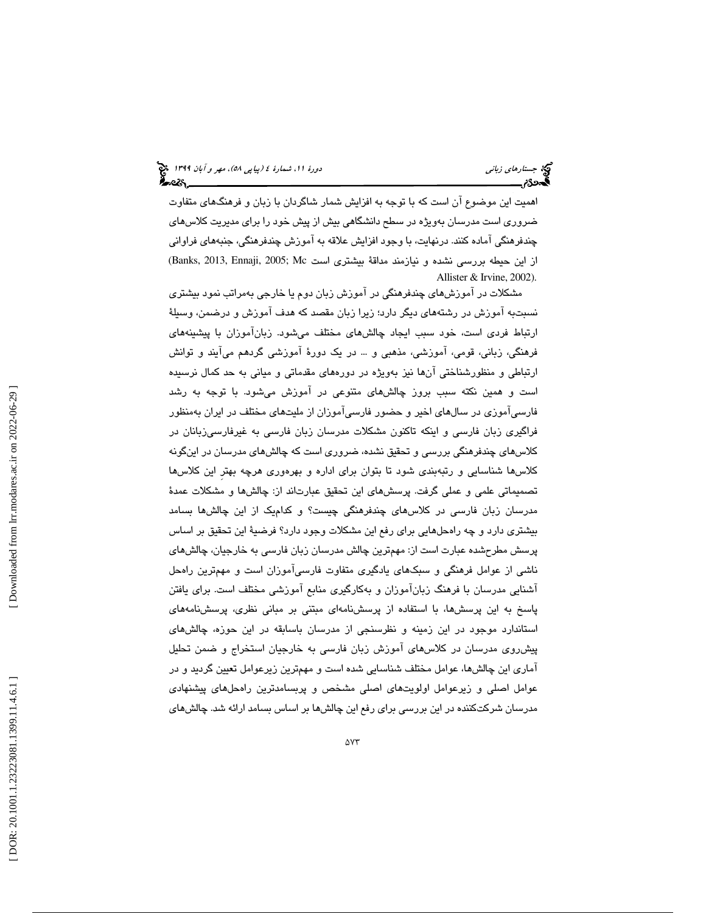اهمیت این موضوع آن است که با توجه به افزایش شمار شاگردان با زبان و فرهنگ‌های متفاوت ضروری است مدرسان به‌ویژه در سطح دانشگاهی بیش از پیش خود را برای مدیریت کلاس‌های چندفرهنگی آماده کنند. درنهایت، با وجود افزایش علاقه به آموزش چندفرهنگی، جنبه‌های فراوانی از این حیطه بررسی نشده و نیازمند مداقهٔ بیشتری است (Banks, 2013, Ennaji, 2005; Mc Allister & Irvine, 2002).

مشکلات در آموزش‌های چندفرهنگی در آموزش زبان دوم یا خارجی به‌مراتب نمود بیشتری نسبت‌به آموزش در رشته‌های دیگر دارد؛ زیرا زبان مقصد که هدف آموزش و درضمن، وسیلهٔ ارتباط فردی است، خود سبب ایجاد چالش‌های مختلف می‌شود. زبان‌آموزان با پیشینه‌های فرهنگی، زبانی، قومی، آموزشی، مذهبی و ... در یک دورهٔ آموزشی گردهم می‌آیند و توانش ارتباطی و منظورشناختی آن‌ها نیز به‌ویژه در دوره‌های مقدماتی و میانی به حد کمال نرسیده است و همین نکته سبب بروز چالش‌های متنوعی در آموزش می‌شود. با توجه به رشد فارسی‌آموزی در سال‌های اخیر و حضور فارسی‌آموزان از ملیت‌های مختلف در ایران به‌منظور فراگیری زبان فارسی و اینکه تاکنون مشکلات مدرسان زبان فارسی به غیرفارسی‌زبانان در کلاس‌های چندفرهنگی بررسی و تحقیق نشده، ضروری است که چالش‌های مدرسان در این‌گونه کلاس‌ها شناسایی و رتبه‌بندی شود تا بتوان برای اداره و بهره‌وری هرچه بهترِ این کلاس‌ها تصمیماتی علمی و عملی گرفت. پرسش‌های این تحقیق عبارت‌اند از: چالش‌ها و مشکلات عمدهٔ مدرسان زبان فارسی در کلاس‌های چندفرهنگی چیست؟ و کدام‌یک از این چالش‌ها بسامد بیشتری دارد و چه راه‌حل‌هایی برای رفع این مشکلات وجود دارد؟ فرضیهٔ این تحقیق بر اساس پرسش مطرح‌شده عبارت است از: مهم‌ترین چالش مدرسان زبان فارسی به خارجیان، چالش‌های ناشی از عوامل فرهنگی و سبک‌های یادگیری متفاوت فارسی‌آموزان است و مهم‌ترین راه‌حل آشنایی مدرسان با فرهنگ زبان‌آموزان و به‌کارگیری منابع آموزشی مختلف است. برای یافتن پاسخ به این پرسش‌ها، با استفاده از پرسش‌نامه‌ای مبتنی بر مبانی نظری، پرسش‌نامه‌های استاندارد موجود در این زمینه و نظرسنجی از مدرسان باسابقه در این حوزه، چالش‌های پیش‌روی مدرسان در کلاس‌های آموزش زبان فارسی به خارجیان استخراج و ضمن تحلیل آماری این چالش‌ها، عوامل مختلف شناسایی شده است و مهم‌ترین زیرعوامل تعیین گردید و در عوامل اصلی و زیرعوامل اولویت‌های اصلی مشخص و پربسامدترین راه‌حل‌های پیشنهادی مدرسان شرکت‌کننده در این بررسی برای رفع این چالش‌ها بر اساس بسامد ارائه شد. چالش‌های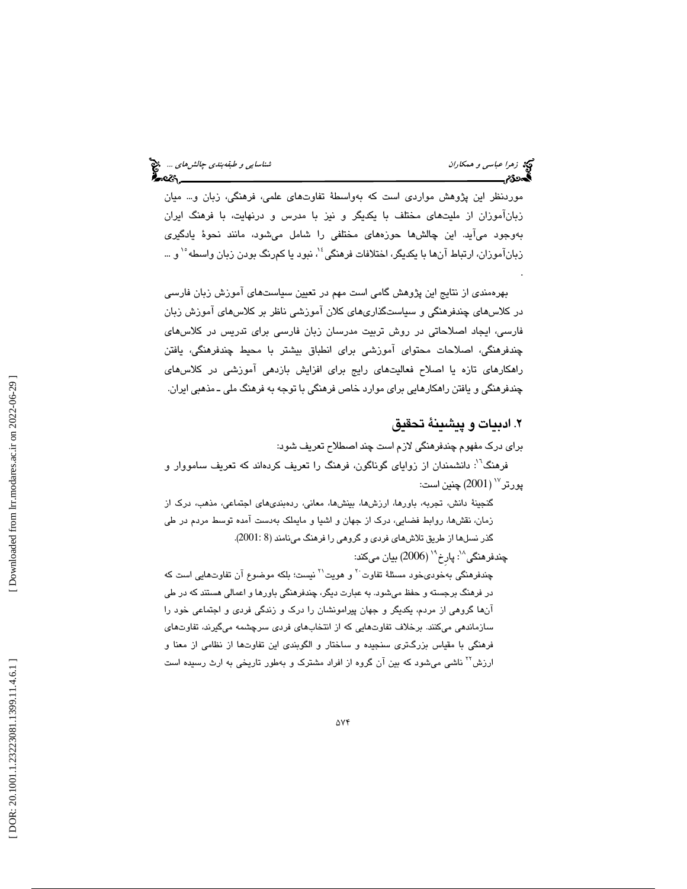موردنظر این پژوهش مواردی است که به‌واسطهٔ تفاوت‌های علمی، فرهنگی، زبان و... میان زبان‌آموزان از ملیت‌های مختلف با یکدیگر و نیز با مدرس و درنهایت، با فرهنگ ایران به‌وجود می‌آید. این چالش‌ها حوزه‌های مختلفی را شامل می‌شود، مانند نحوهٔ یادگیری زبان‌آموزان، ارتباط آن‌ها با یکدیگر، اختلافات فرهنگی[14]، نبود یا کم‌رنگ بودن زبان واسطه[15] و ... .

بهره‌مندی از نتایج این پژوهش گامی است مهم در تعیین سیاست‌های آموزش زبان فارسی در کلاس‌های چندفرهنگی و سیاست‌گذاری‌های کلان آموزشی ناظر بر کلاس‌های آموزش زبان فارسی، ایجاد اصلاحاتی در روش تربیت مدرسان زبان فارسی برای تدریس در کلاس‌های چندفرهنگی، اصلاحات محتوای آموزشی برای انطباق بیشتر با محیط چندفرهنگی، یافتن راهکارهای تازه یا اصلاح فعالیت‌های رایج برای افزایش بازدهی آموزشی در کلاس‌های چندفرهنگی و یافتن راهکارهایی برای موارد خاص فرهنگی با توجه به فرهنگ ملی ـ مذهبی ایران.

## ۲. ادبیات و پیشینهٔ تحقیق

برای درک مفهوم چندفرهنگی لازم است چند اصطلاح تعریف شود:

فرهنگ[16]: دانشمندان از زوایای گوناگون، فرهنگ را تعریف کرده‌اند که تعریف سامووار و پورتر[17] (2001) چنین است:

> گنجینهٔ دانش، تجربه، باورها، ارزش‌ها، بینش‌ها، معانی، رده‌بندی‌های اجتماعی، مذهب، درک از زمان، نقش‌ها، روابط فضایی، درک از جهان و اشیا و مایملک به‌دست آمده توسط مردم در طی گذر نسل‌ها از طریق تلاش‌های فردی و گروهی را فرهنگ می‌نامند (2001: 8).

چندفرهنگی[18]: پارخ[19] (2006) بیان می‌کند:

> چندفرهنگی به‌خودی‌خود مسئلهٔ تفاوت[20] و هویت[21] نیست؛ بلکه موضوع آن تفاوت‌هایی است که در فرهنگ برجسته و حفظ می‌شود. به عبارت دیگر، چندفرهنگی باورها و اعمالی هستند که در طی آن‌ها گروهی از مردم، یکدیگر و جهان پیرامونشان را درک و زندگی فردی و اجتماعی خود را سازماندهی می‌کنند. برخلاف تفاوت‌هایی که از انتخاب‌های فردی سرچشمه می‌گیرند، تفاوت‌های فرهنگی با مقیاس بزرگ‌تری سنجیده و ساختار و الگوبندی این تفاوت‌ها از نظامی از معنا و ارزش[22] ناشی می‌شود که بین آن گروه از افراد مشترک و به‌طور تاریخی به ارث رسیده است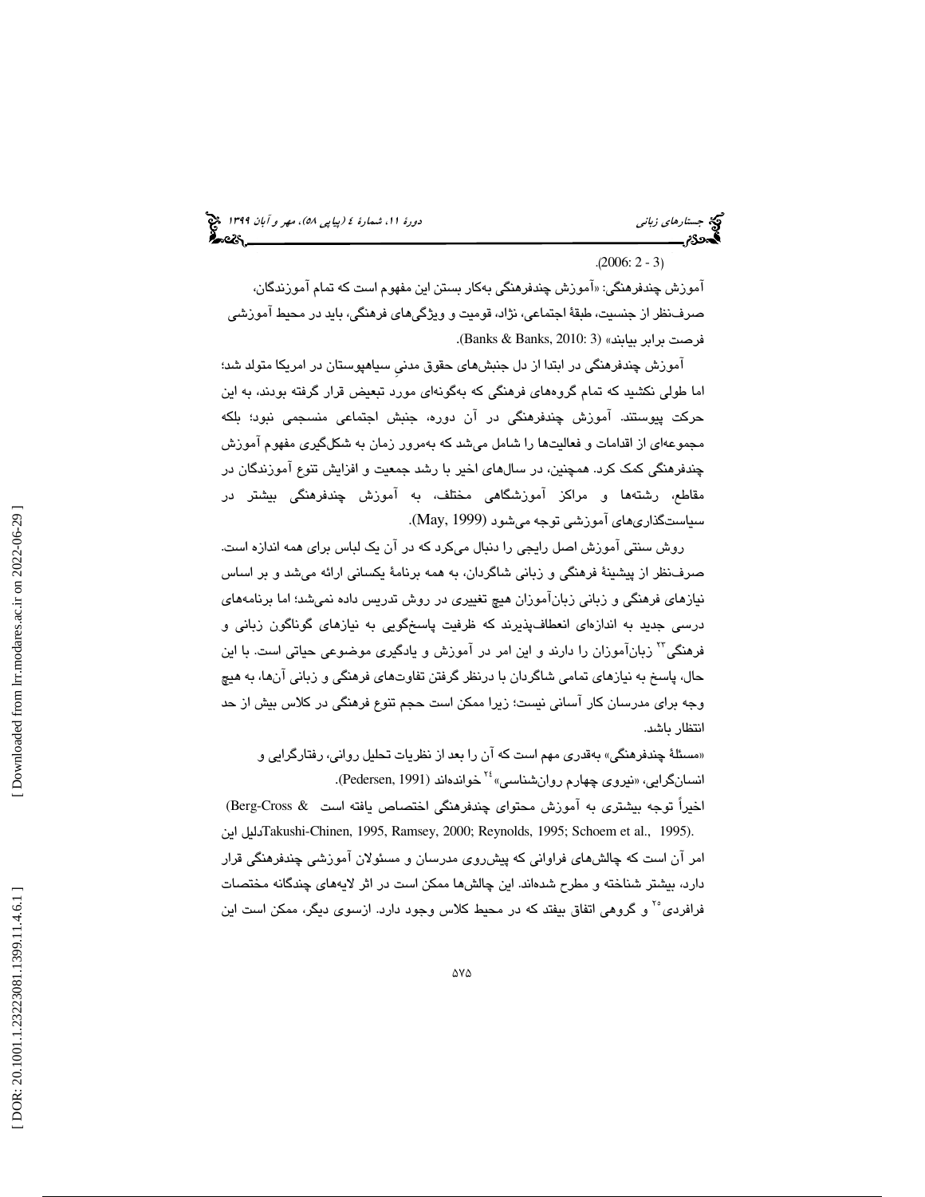.(2006: 2 - 3)

آموزش چندفرهنگی: «آموزش چندفرهنگی به‌کار بستن این مفهوم است که تمام آموزندگان، صرف‌نظر از جنسیت، طبقهٔ اجتماعی، نژاد، قومیت و ویژگی‌های فرهنگی، باید در محیط آموزشی فرصت برابر بیابند» (Banks & Banks, 2010: 3).

آموزش چندفرهنگی در ابتدا از دل جنبش‌های حقوق مدنیِ سیاهپوستان در امریکا متولد شد؛ اما طولی نکشید که تمام گروه‌های فرهنگی که به‌گونه‌ای مورد تبعیض قرار گرفته بودند، به این حرکت پیوستند. آموزش چندفرهنگی در آن دوره، جنبش اجتماعی منسجمی نبود؛ بلکه مجموعه‌ای از اقدامات و فعالیت‌ها را شامل می‌شد که به‌مرور زمان به شکل‌گیری مفهوم آموزش چندفرهنگی کمک کرد. همچنین، در سال‌های اخیر با رشد جمعیت و افزایش تنوع آموزندگان در مقاطع، رشته‌ها و مراکز آموزشگاهی مختلف، به آموزش چندفرهنگی بیشتر در سیاست‌گذاری‌های آموزشی توجه می‌شود (May, 1999).

روش سنتی آموزش اصل رایجی را دنبال می‌کرد که در آن یک لباس برای همه اندازه است. صرف‌نظر از پیشینهٔ فرهنگی و زبانی شاگردان، به همه برنامهٔ یکسانی ارائه می‌شد و بر اساس نیازهای فرهنگی و زبانی زبان‌آموزان هیچ تغییری در روش تدریس داده نمی‌شد؛ اما برنامه‌های درسی جدید به اندازه‌ای انعطاف‌پذیرند که ظرفیت پاسخ‌گویی به نیازهای گوناگون زبانی و فرهنگی[23] زبان‌آموزان را دارند و این امر در آموزش و یادگیری موضوعی حیاتی است. با این حال، پاسخ به نیازهای تمامی شاگردان با درنظر گرفتن تفاوت‌های فرهنگی و زبانی آن‌ها، به هیچ وجه برای مدرسان کار آسانی نیست؛ زیرا ممکن است حجم تنوع فرهنگی در کلاس بیش از حد انتظار باشد.

«مسئلهٔ چندفرهنگی» به‌قدری مهم است که آن را بعد از نظریات تحلیل روانی، رفتارگرایی و انسان‌گرایی، «نیروی چهارم روان‌شناسی»[24] خوانده‌اند (Pedersen, 1991).

اخیراً توجه بیشتری به آموزش محتوای چندفرهنگی اختصاص یافته است (Berg-Cross & Takushi-Chinen, 1995, Ramsey, 2000; Reynolds, 1995; Schoem et al., 1995). دلیل این امر آن است که چالش‌های فراوانی که پیش‌روی مدرسان و مسئولان آموزشی چندفرهنگی قرار دارد، بیشتر شناخته و مطرح شده‌اند. این چالش‌ها ممکن است در اثر لایه‌های چندگانه مختصات فرافردی[25] و گروهی اتفاق بیفتد که در محیط کلاس وجود دارد. ازسوی دیگر، ممکن است این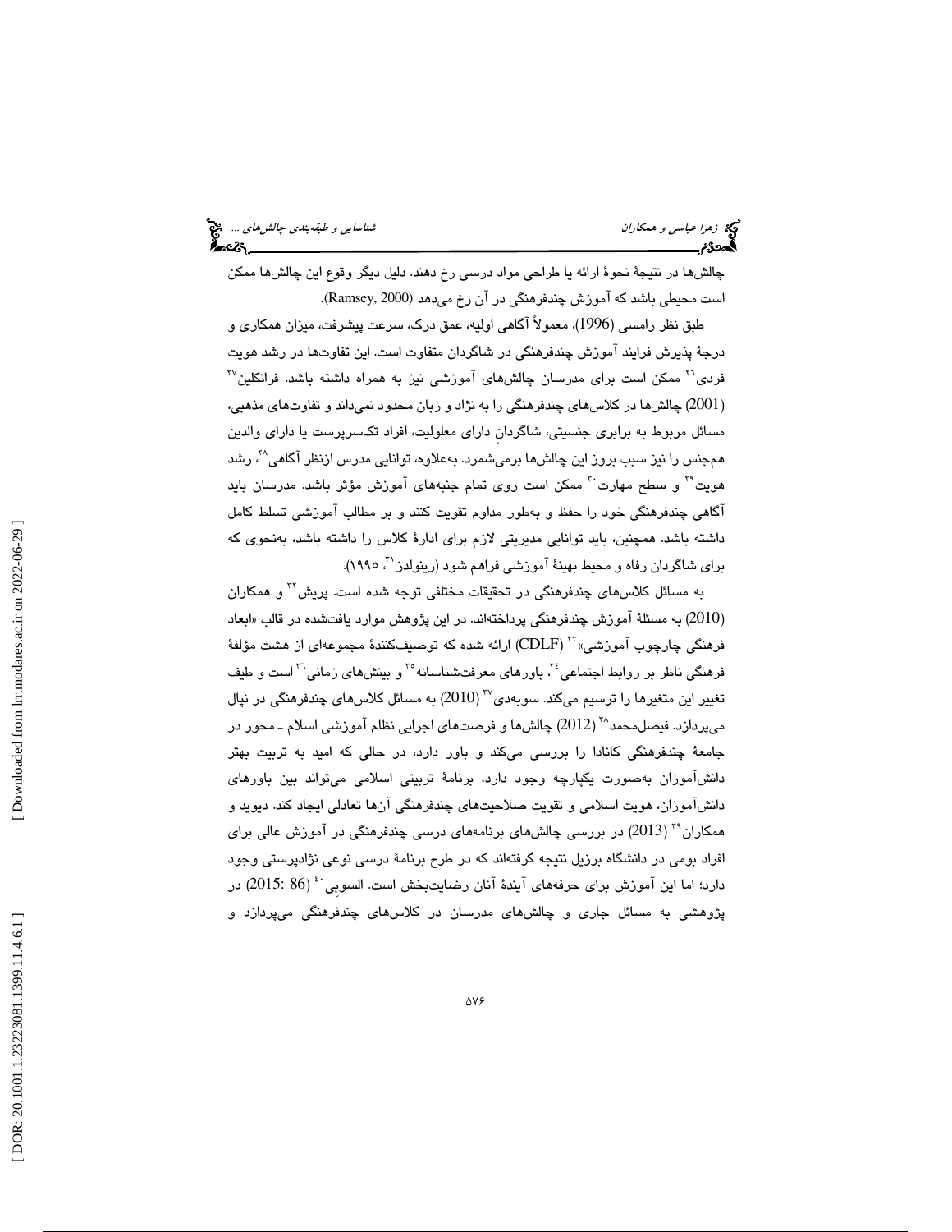چالش‌ها در نتیجهٔ نحوهٔ ارائه یا طراحی مواد درسی رخ دهند. دلیل دیگر وقوع این چالش‌ها ممکن است محیطی باشد که آموزش چندفرهنگی در آن رخ می‌دهد (Ramsey, 2000).

طبق نظر رامسی (1996)، معمولاً آگاهی اولیه، عمق درک، سرعت پیشرفت، میزان همکاری و درجهٔ پذیرش فرایند آموزش چندفرهنگی در شاگردان متفاوت است. این تفاوت‌ها در رشد هویت فردی[26] ممکن است برای مدرسان چالش‌های آموزشی نیز به همراه داشته باشد. فرانکلین[27] (2001) چالش‌ها در کلاس‌های چندفرهنگی را به نژاد و زبان محدود نمی‌داند و تفاوت‌های مذهبی، مسائل مربوط به برابری جنسیتی، شاگردانِ دارای معلولیت، افراد تکسرپرست یا دارای والدین همجنس را نیز سبب بروز این چالش‌ها برمی‌شمرد. به‌علاوه، توانایی مدرس ازنظر آگاهی[28]، رشد هویت[29] و سطح مهارت[30] ممکن است روی تمام جنبه‌های آموزش مؤثر باشد. مدرسان باید آگاهی چندفرهنگی خود را حفظ و به‌طور مداوم تقویت کنند و بر مطالب آموزشی تسلط کامل داشته باشد. همچنین، باید توانایی مدیریتی لازم برای ادارهٔ کلاس را داشته باشد، به‌نحوی که برای شاگردان رفاه و محیط بهینهٔ آموزشی فراهم شود (رینولدز[31]، ۱۹۹۵).

به مسائل کلاس‌های چندفرهنگی در تحقیقات مختلفی توجه شده است. پریش[32] و همکاران (2010) به مسئلهٔ آموزش چندفرهنگی پرداخته‌اند. در این پژوهش موارد یافت‌شده در قالب «ابعاد فرهنگی چارچوب آموزشی»[33] (CDLF) ارائه شده که توصیف‌کنندهٔ مجموعه‌ای از هشت مؤلفهٔ فرهنگی ناظر بر روابط اجتماعی[34]، باورهای معرفت‌شناسانه[35] و بینش‌های زمانی[36] است و طیف تغییر این متغیرها را ترسیم می‌کند. سوبه‌دی[37] (2010) به مسائل کلاس‌های چندفرهنگی در نپال می‌پردازد. فیصل‌محمد[38] (2012) چالش‌ها و فرصت‌های اجرایی نظام آموزشی اسلام ـ محور در جامعهٔ چندفرهنگی کانادا را بررسی می‌کند و باور دارد، در حالی که امید به تربیت بهتر دانش‌آموزان به‌صورت یکپارچه وجود دارد، برنامهٔ تربیتی اسلامی می‌تواند بین باورهای دانش‌آموزان، هویت اسلامی و تقویت صلاحیت‌های چندفرهنگی آن‌ها تعادلی ایجاد کند. دیوید و همکاران[39] (2013) در بررسی چالش‌های برنامه‌های درسی چندفرهنگی در آموزش عالی برای افراد بومی در دانشگاه برزیل نتیجه گرفته‌اند که در طرح برنامهٔ درسی نوعی نژادپرستی وجود دارد؛ اما این آموزش برای حرفه‌های آیندهٔ آنان رضایت‌بخش است. السوبی[40] (2015: 86) در پژوهشی به مسائل جاری و چالش‌های مدرسان در کلاس‌های چندفرهنگی می‌پردازد و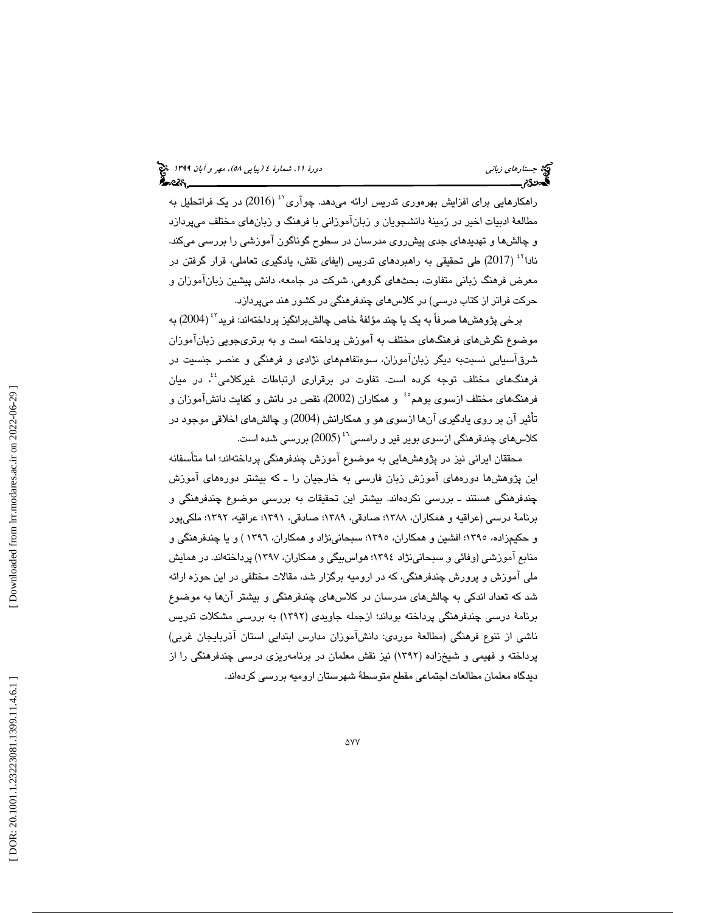راهکارهایی برای افزایش بهره‌وری تدریس ارائه می‌دهد. چوآری[41] (2016) در یک فراتحلیل به مطالعهٔ ادبیات اخیر در زمینهٔ دانشجویان و زبان‌آموزانی با فرهنگ و زبان‌های مختلف می‌پردازد و چالش‌ها و تهدیدهای جدی پیش‌روی مدرسان در سطوح گوناگون آموزشی را بررسی می‌کند. نادا[42] (2017) طی تحقیقی به راهبردهای تدریس (ایفای نقش، یادگیری تعاملی، قرار گرفتن در معرض فرهنگ زبانی متفاوت، بحث‌های گروهی، شرکت در جامعه، دانش پیشین زبان‌آموزان و حرکت فراتر از کتاب درسی) در کلاس‌های چندفرهنگی در کشور هند می‌پردازد.

برخی پژوهش‌ها صرفاً به یک یا چند مؤلفهٔ خاص چالش‌برانگیز پرداخته‌اند: فرید[43] (2004) به موضوع نگرش‌های فرهنگ‌های مختلف به آموزش پرداخته است و به برتری‌جویی زبان‌آموزان شرق‌آسیایی نسبت‌به دیگر زبان‌آموزان، سوءتفاهم‌های نژادی و فرهنگی و عنصر جنسیت در فرهنگ‌های مختلف توجه کرده است. تفاوت در برقراری ارتباطات غیرکلامی[44]، در میان فرهنگ‌های مختلف ازسوی بوهم[45] و همکاران (2002)، نقص در دانش و کفایت دانش‌آموزان و تأثیر آن بر روی یادگیری آن‌ها ازسوی هو و همکارانش (2004) و چالش‌های اخلاقی موجود در کلاس‌های چندفرهنگی ازسوی بویر فیر و رامسی[46] (2005) بررسی شده است.

محققان ایرانی نیز در پژوهش‌هایی به موضوع آموزش چندفرهنگی پرداخته‌اند؛ اما متأسفانه این پژوهش‌ها دوره‌های آموزش زبان فارسی به خارجیان را ـ که بیشتر دوره‌های آموزش چندفرهنگی هستند ـ بررسی نکرده‌اند. بیشتر این تحقیقات به بررسی موضوع چندفرهنگی و برنامهٔ درسی (عراقیه و همکاران، ۱۳۸۸؛ صادقی، ۱۳۸۹؛ صادقی، ۱۳۹۱؛ عراقیه، ۱۳۹۲؛ ملکی‌پور و حکیم‌زاده، ۱۳۹۵؛ افشین و همکاران، ۱۳۹۵؛ سبحانی‌نژاد و همکاران، ۱۳۹٦ ) و یا چندفرهنگی و منابع آموزشی (وفائی و سبحانی‌نژاد ۱۳۹٤؛ هواس‌بیگی و همکاران، ۱۳۹۷) پرداخته‌اند. در همایش ملی آموزش و پرورش چندفرهنگی، که در ارومیه برگزار شد، مقالات مختلفی در این حوزه ارائه شد که تعداد اندکی به چالش‌های مدرسان در کلاس‌های چندفرهنگی و بیشتر آن‌ها به موضوع برنامهٔ درسی چندفرهنگی پرداخته بوداند؛ ازجمله جاویدی (۱۳۹۲) به بررسی مشکلات تدریس ناشی از تنوع فرهنگی (مطالعهٔ موردی: دانش‌آموزان مدارس ابتدایی استان آذربایجان غربی) پرداخته و فهیمی و شیخ‌زاده (۱۳۹۲) نیز نقش معلمان در برنامه‌ریزی درسی چندفرهنگی را از دیدگاه معلمان مطالعات اجتماعی مقطع متوسطهٔ شهرستان ارومیه بررسی کرده‌اند.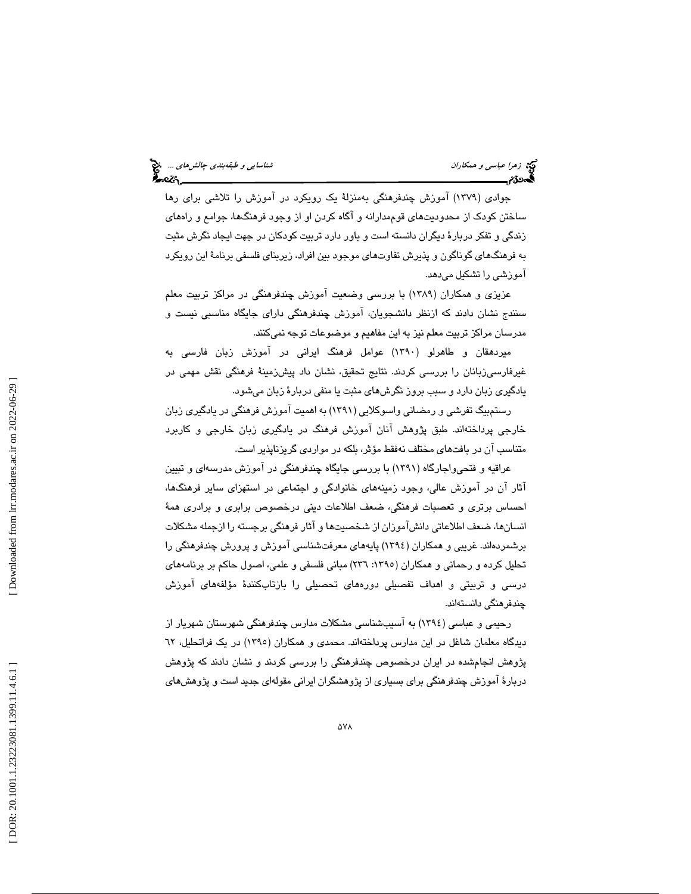جوادی (۱۳۷۹) آموزش چندفرهنگی به‌منزلهٔ یک رویکرد در آموزش را تلاشی برای رها ساختن کودک از محدودیت‌های قوم‌مدارانه و آگاه کردن او از وجود فرهنگ‌ها، جوامع و راه‌های زندگی و تفکر دربارهٔ دیگران دانسته است و باور دارد تربیت کودکان در جهت ایجاد نگرش مثبت به فرهنگ‌های گوناگون و پذیرش تفاوت‌های موجود بین افراد، زیربنای فلسفی برنامهٔ این رویکرد آموزشی را تشکیل می‌دهد.

عزیزی و همکاران (۱۳۸۹) با بررسی وضعیت آموزش چندفرهنگی در مراکز تربیت معلم سنندج نشان دادند که ازنظر دانشجویان، آموزش چندفرهنگی دارای جایگاه مناسبی نیست و مدرسان مراکز تربیت معلم نیز به این مفاهیم و موضوعات توجه نمی‌کنند.

میردهقان و طاهرلو (۱۳۹۰) عوامل فرهنگ ایرانی در آموزش زبان فارسی به غیرفارسی‌زبانان را بررسی کردند. نتایج تحقیق، نشان داد پیش‌زمینهٔ فرهنگی نقش مهمی در یادگیری زبان دارد و سبب بروز نگرش‌های مثبت یا منفی دربارهٔ زبان می‌شود.

رستم‌بیگ تفرشی و رمضانی واسوکلایی (۱۳۹۱) به اهمیت آموزش فرهنگی در یادگیری زبان خارجی پرداخته‌اند. طبق پژوهش آنان آموزش فرهنگ در یادگیری زبان خارجی و کاربرد متناسب آن در بافت‌های مختلف نه‌فقط مؤثر، بلکه در مواردی گریزناپذیر است.

عراقیه و فتحی‌واجارگاه (۱۳۹۱) با بررسی جایگاه چندفرهنگی در آموزش مدرسه‌ای و تبیین آثار آن در آموزش عالی، وجود زمینه‌های خانوادگی و اجتماعی در استهزای سایر فرهنگ‌ها، احساس برتری و تعصبات فرهنگی، ضعف اطلاعات دینی درخصوص برابری و برادری همهٔ انسان‌ها، ضعف اطلاعاتی دانش‌آموزان از شخصیت‌ها و آثار فرهنگی برجسته را ازجمله مشکلات برشمرده‌اند. غریبی و همکاران (۱۳۹٤) پایه‌های معرفت‌شناسی آموزش و پرورش چندفرهنگی را تحلیل کرده و رحمانی و همکاران (۱۳۹۵: ۲۳۶) مبانی فلسفی و علمی، اصول حاکم بر برنامه‌های درسی و تربیتی و اهداف تفصیلی دوره‌های تحصیلی را بازتاب‌کنندهٔ مؤلفه‌های آموزش چندفرهنگی دانسته‌اند.

رحیمی و عباسی (۱۳۹٤) به آسیب‌شناسی مشکلات مدارس چندفرهنگی شهرستان شهریار از دیدگاه معلمان شاغل در این مدارس پرداخته‌اند. محمدی و همکاران (۱۳۹۵) در یک فراتحلیل، ٦۲ پژوهش انجام‌شده در ایران درخصوص چندفرهنگی را بررسی کردند و نشان دادند که پژوهش دربارهٔ آموزش چندفرهنگی برای بسیاری از پژوهشگران ایرانی مقوله‌ای جدید است و پژوهش‌های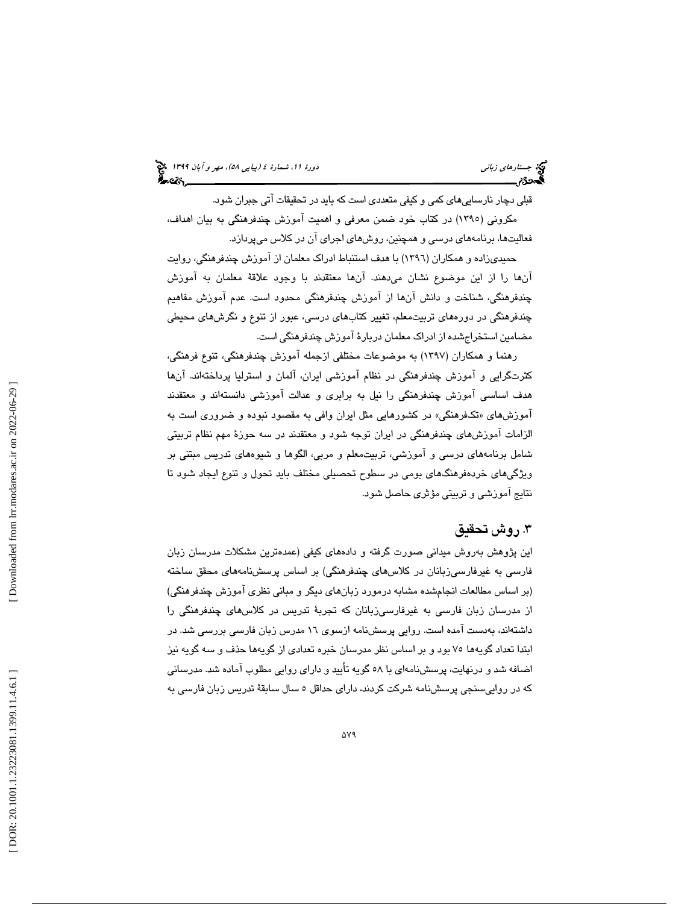قبلی دچار نارسایی‌های کمی و کیفی متعددی است که باید در تحقیقات آتی جبران شود.

مکرونی (١٣٩٥) در کتاب خود ضمن معرفی و اهمیت آموزش چندفرهنگی به بیان اهداف، فعالیت‌ها، برنامه‌های درسی و همچنین، روش‌های اجرای آن در کلاس می‌پردازد.

حمیدی‌زاده و همکاران (١٣٩٦) با هدف استنباط ادراک معلمان از آموزش چندفرهنگی، روایت آن‌ها را از این موضوع نشان می‌دهند. آن‌ها معتقدند با وجود علاقهٔ معلمان به آموزش چندفرهنگی، شناخت و دانش آن‌ها از آموزش چندفرهنگی محدود است. عدم آموزش مفاهیم چندفرهنگی در دوره‌های تربیت‌معلم، تغییر کتاب‌های درسی، عبور از تنوع و نگرش‌های محیطی مضامین استخراج‌شده از ادراک معلمان دربارهٔ آموزش چندفرهنگی است.

رهنما و همکاران (١٣٩٧) به موضوعات مختلفی ازجمله آموزش چندفرهنگی، تنوع فرهنگی، کثرت‌گرایی و آموزش چندفرهنگی در نظام آموزشی ایران، آلمان و استرالیا پرداخته‌اند. آن‌ها هدف اساسی آموزش چندفرهنگی را نیل به برابری و عدالت آموزشی دانسته‌اند و معتقدند آموزش‌های «تک‌فرهنگی» در کشورهایی مثل ایران وافی به مقصود نبوده و ضروری است به الزامات آموزش‌های چندفرهنگی در ایران توجه شود و معتقدند در سه حوزهٔ مهم نظام تربیتی شامل برنامه‌های درسی و آموزشی، تربیت‌معلم و مربی، الگوها و شیوه‌های تدریس مبتنی بر ویژگی‌های خرده‌فرهنگ‌های بومی در سطوح تحصیلی مختلف باید تحول و تنوع ایجاد شود تا نتایج آموزشی و تربیتی مؤثری حاصل شود.

## ٣. روش تحقیق

این پژوهش به‌روش میدانی صورت گرفته و داده‌های کیفی (عمده‌ترین مشکلات مدرسان زبان فارسی به غیرفارسی‌زبانان در کلاس‌های چندفرهنگی) بر اساس پرسش‌نامه‌های محقق ساخته (بر اساس مطالعات انجام‌شده مشابه درمورد زبان‌های دیگر و مبانی نظری آموزش چندفرهنگی) از مدرسان زبان فارسی به غیرفارسی‌زبانان که تجربهٔ تدریس در کلاس‌های چندفرهنگی را داشته‌اند، به‌دست آمده است. روایی پرسش‌نامه ازسوی ١٦ مدرس زبان فارسی بررسی شد. در ابتدا تعداد گویه‌ها ٧٥ بود و بر اساس نظر مدرسان خبره تعدادی از گویه‌ها حذف و سه گویه نیز اضافه شد و درنهایت، پرسش‌نامه‌ای با ٥٨ گویه تأیید و دارای روایی مطلوب آماده شد. مدرسانی که در روایی‌سنجی پرسش‌نامه شرکت کردند، دارای حداقل ٥ سال سابقهٔ تدریس زبان فارسی به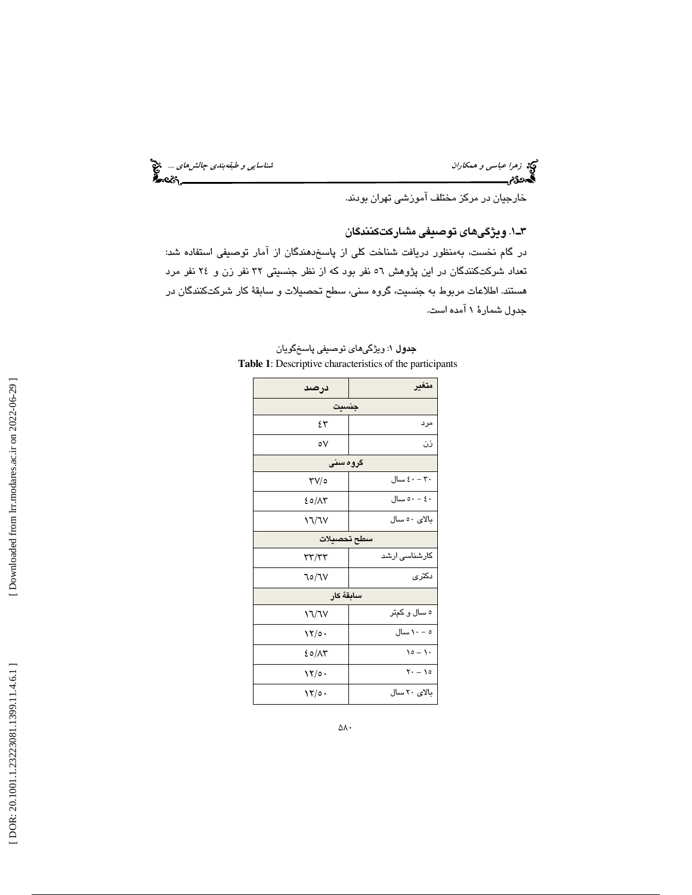خارجیان در مرکز مختلف آموزشی تهران بودند.

### ۳ـ۱. ویژگی‌های توصیفی مشارکت‌کنندگان

در گام نخست، به‌منظور دریافت شناخت کلی از پاسخ‌دهندگان از آمار توصیفی استفاده شد: تعداد شرکت‌کنندگان در این پژوهش ٥٦ نفر بود که از نظر جنسیتی ٣٢ نفر زن و ٢٤ نفر مرد هستند. اطلاعات مربوط به جنسیت، گروه سنی، سطح تحصیلات و سابقهٔ کار شرکت‌کنندگان در جدول شمارهٔ ۱ آمده است.

**جدول ۱**: ویژگی‌های توصیفی پاسخ‌گویان

**Table 1**: Descriptive characteristics of the participants

| متغیر | درصد |
|---|---|
| **جنسیت** | |
| مرد | ٤٣ |
| زن | ٥٧ |
| **گروه سنی** | |
| ٣٠ – ٤٠ سال | ٣٧/٥ |
| ٤٠ – ٥٠ سال | ٤٥/٨٣ |
| بالای ٥٠ سال | ١٦/٦٧ |
| **سطح تحصیلات** | |
| کارشناسی ارشد | ٣٣/٣٣ |
| دکتری | ٦٥/٦٧ |
| **سابقهٔ کار** | |
| ٥ سال و کم‌تر | ١٦/٦٧ |
| ٥ – ١٠ سال | ١٢/٥٠ |
| ١٠ – ١٥ | ٤٥/٨٣ |
| ١٥ – ٢٠ | ١٢/٥٠ |
| بالای ٢٠ سال | ١٢/٥٠ |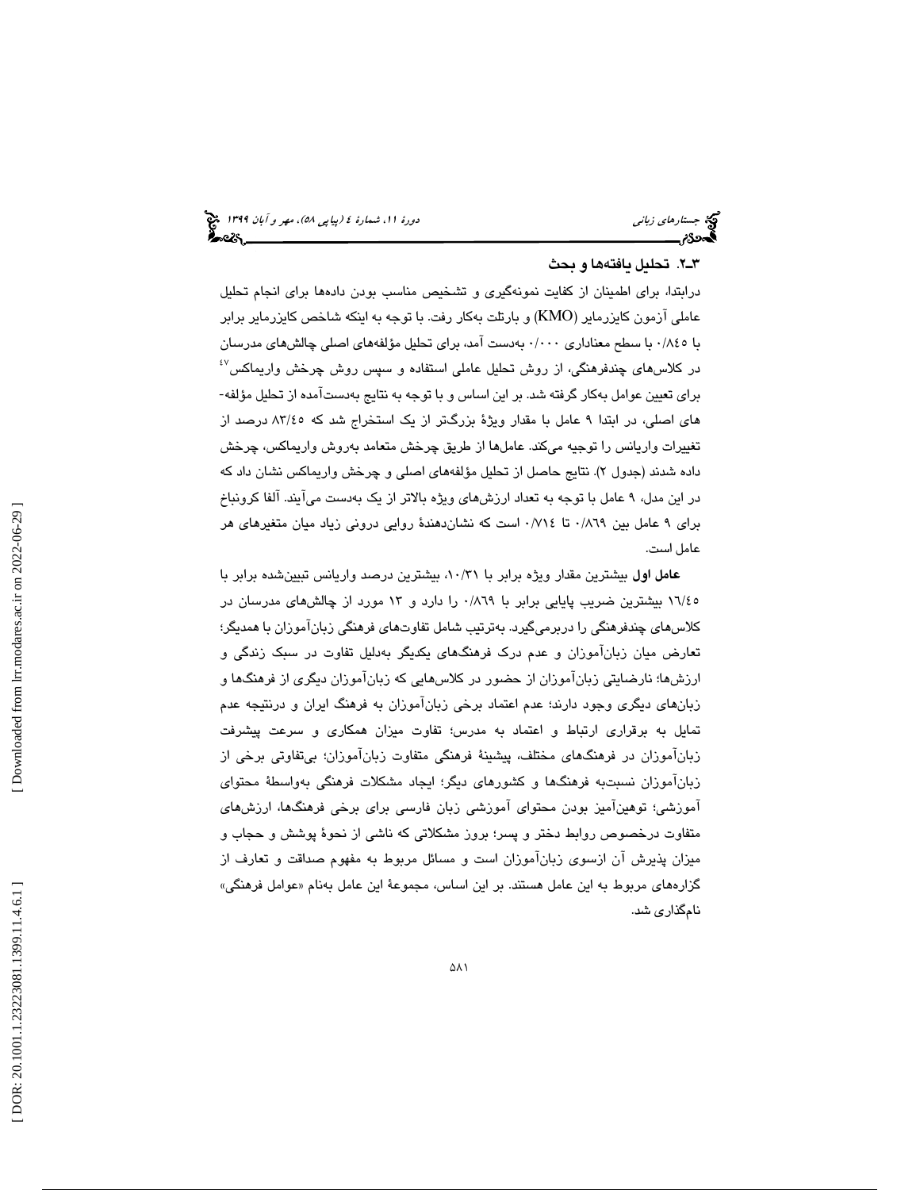## ۳ـ۲. تحلیل یافته‌ها و بحث

درابتدا، برای اطمینان از کفایت نمونه‌گیری و تشخیص مناسب بودن داده‌ها برای انجام تحلیل عاملی آزمون کایزرمایر (KMO) و بارتلت به‌کار رفت. با توجه به اینکه شاخص کایزرمایر برابر با ۰/۸۴۵ با سطح معناداری ۰/۰۰۰ به‌دست آمد، برای تحلیل مؤلفه‌های اصلی چالش‌های مدرسان در کلاس‌های چندفرهنگی، از روش تحلیل عاملی استفاده و سپس روش چرخش واریماکس[۴۷] برای تعیین عوامل به‌کار گرفته شد. بر این اساس و با توجه به نتایج به‌دست‌آمده از تحلیل مؤلفه‌های اصلی، در ابتدا ۹ عامل با مقدار ویژهٔ بزرگ‌تر از یک استخراج شد که ۸۳/۴۵ درصد از تغییرات واریانس را توجیه می‌کند. عامل‌ها از طریق چرخش متعامد به‌روش واریماکس، چرخش داده شدند (جدول ۲). نتایج حاصل از تحلیل مؤلفه‌های اصلی و چرخش واریماکس نشان داد که در این مدل، ۹ عامل با توجه به تعداد ارزش‌های ویژه بالاتر از یک به‌دست می‌آیند. آلفا کرونباخ برای ۹ عامل بین ۰/۸۶۹ تا ۰/۷۱۴ است که نشان‌دهندهٔ روایی درونی زیاد میان متغیرهای هر عامل است.

**عامل اول** بیشترین مقدار ویژه برابر با ۱۰/۳۱، بیشترین درصد واریانس تبیین‌شده برابر با ۱۶/۴۵ بیشترین ضریب پایایی برابر با ۰/۸۶۹ را دارد و ۱۳ مورد از چالش‌های مدرسان در کلاس‌های چندفرهنگی را دربرمی‌گیرد. به‌ترتیب شامل تفاوت‌های فرهنگی زبان‌آموزان با همدیگر؛ تعارض میان زبان‌آموزان و عدم درک فرهنگ‌های یکدیگر به‌دلیل تفاوت در سبک زندگی و ارزش‌ها؛ نارضایتی زبان‌آموزان از حضور در کلاس‌هایی که زبان‌آموزان دیگری از فرهنگ‌ها و زبان‌های دیگری وجود دارند؛ عدم اعتماد برخی زبان‌آموزان به فرهنگ ایران و درنتیجه عدم تمایل به برقراری ارتباط و اعتماد به مدرس؛ تفاوت میزان همکاری و سرعت پیشرفت زبان‌آموزان در فرهنگ‌های مختلف، پیشینهٔ فرهنگی متفاوت زبان‌آموزان؛ بی‌تفاوتی برخی از زبان‌آموزان نسبت‌به فرهنگ‌ها و کشورهای دیگر؛ ایجاد مشکلات فرهنگی به‌واسطهٔ محتوای آموزشی؛ توهین‌آمیز بودن محتوای آموزشی زبان فارسی برای برخی فرهنگ‌ها، ارزش‌های متفاوت درخصوص روابط دختر و پسر؛ بروز مشکلاتی که ناشی از نحوهٔ پوشش و حجاب و میزان پذیرش آن ازسوی زبان‌آموزان است و مسائل مربوط به مفهوم صداقت و تعارف از گزاره‌های مربوط به این عامل هستند. بر این اساس، مجموعهٔ این عامل به‌نام «عوامل فرهنگی» نام‌گذاری شد.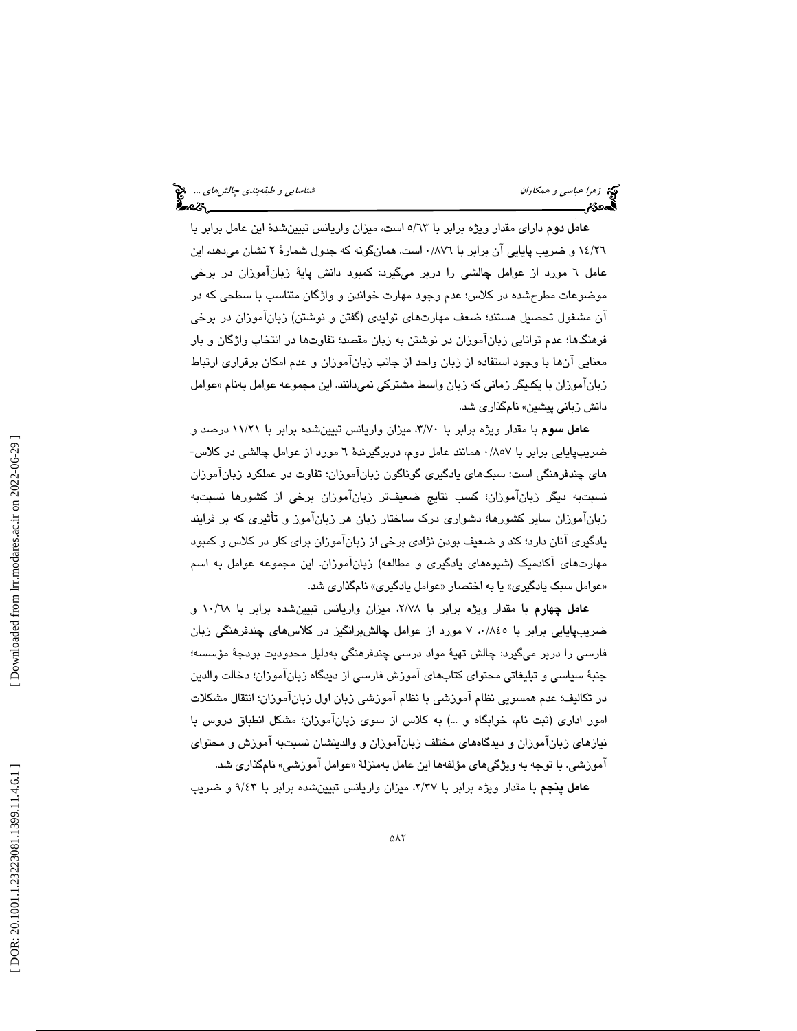**عامل دوم** دارای مقدار ویژه برابر با ۵/۶۳ است، میزان واریانس تبیین‌شدهٔ این عامل برابر با ۱۴/۲۶ و ضریب پایایی آن برابر با ۰/۸۷۶ است. همان‌گونه که جدول شمارهٔ ۲ نشان می‌دهد، این عامل ۶ مورد از عوامل چالشی را دربر می‌گیرد: کمبود دانش پایهٔ زبان‌آموزان در برخی موضوعات مطرح‌شده در کلاس؛ عدم وجود مهارت خواندن و واژگان متناسب با سطحی که در آن مشغول تحصیل هستند؛ ضعف مهارت‌های تولیدی (گفتن و نوشتن) زبان‌آموزان در برخی فرهنگ‌ها؛ عدم توانایی زبان‌آموزان در نوشتن به زبان مقصد؛ تفاوت‌ها در انتخاب واژگان و بار معنایی آن‌ها با وجود استفاده از زبان واحد از جانب زبان‌آموزان و عدم امکان برقراری ارتباط زبان‌آموزان با یکدیگر زمانی که زبان واسط مشترکی نمی‌دانند. این مجموعه عوامل به‌نام «عوامل دانش زبانی پیشین» نام‌گذاری شد.

**عامل سوم** با مقدار ویژه برابر با ۳/۷۰، میزان واریانس تبیین‌شده برابر با ۱۱/۲۱ درصد و ضریب‌پایایی برابر با ۰/۸۵۷ همانند عامل دوم، دربرگیرندهٔ ۶ مورد از عوامل چالشی در کلاس‌های چندفرهنگی است: سبک‌های یادگیری گوناگون زبان‌آموزان؛ تفاوت در عملکرد زبان‌آموزان نسبت‌به دیگر زبان‌آموزان؛ کسب نتایج ضعیف‌تر زبان‌آموزان برخی از کشورها نسبت‌به زبان‌آموزان سایر کشورها؛ دشواری درک ساختار زبان هر زبان‌آموز و تأثیری که بر فرایند یادگیری آنان دارد؛ کند و ضعیف بودن نژادی برخی از زبان‌آموزان برای کار در کلاس و کمبود مهارت‌های آکادمیک (شیوه‌های یادگیری و مطالعه) زبان‌آموزان. این مجموعه عوامل به اسم «عوامل سبک یادگیری» یا به اختصار «عوامل یادگیری» نام‌گذاری شد.

**عامل چهارم** با مقدار ویژه برابر با ۲/۷۸، میزان واریانس تبیین‌شده برابر با ۱۰/۶۸ و ضریب‌پایایی برابر با ۰/۸۴۵، ۷ مورد از عوامل چالش‌برانگیز در کلاس‌های چندفرهنگی زبان فارسی را دربر می‌گیرد: چالش تهیهٔ مواد درسی چندفرهنگی به‌دلیل محدودیت بودجهٔ مؤسسه؛ جنبهٔ سیاسی و تبلیغاتی محتوای کتاب‌های آموزش فارسی از دیدگاه زبان‌آموزان؛ دخالت والدین در تکالیف؛ عدم همسویی نظام آموزشی با نظام آموزشی زبان اول زبان‌آموزان؛ انتقال مشکلات امور اداری (ثبت نام، خوابگاه و ...) به کلاس از سوی زبان‌آموزان؛ مشکل انطباق دروس با نیازهای زبان‌آموزان و دیدگاه‌های مختلف زبان‌آموزان و والدینشان نسبت‌به آموزش و محتوای آموزشی. با توجه به ویژگی‌های مؤلفه‌ها این عامل به‌منزلهٔ «عوامل آموزشی» نام‌گذاری شد.

**عامل پنجم** با مقدار ویژه برابر با ۲/۳۷، میزان واریانس تبیین‌شده برابر با ۹/۴۳ و ضریب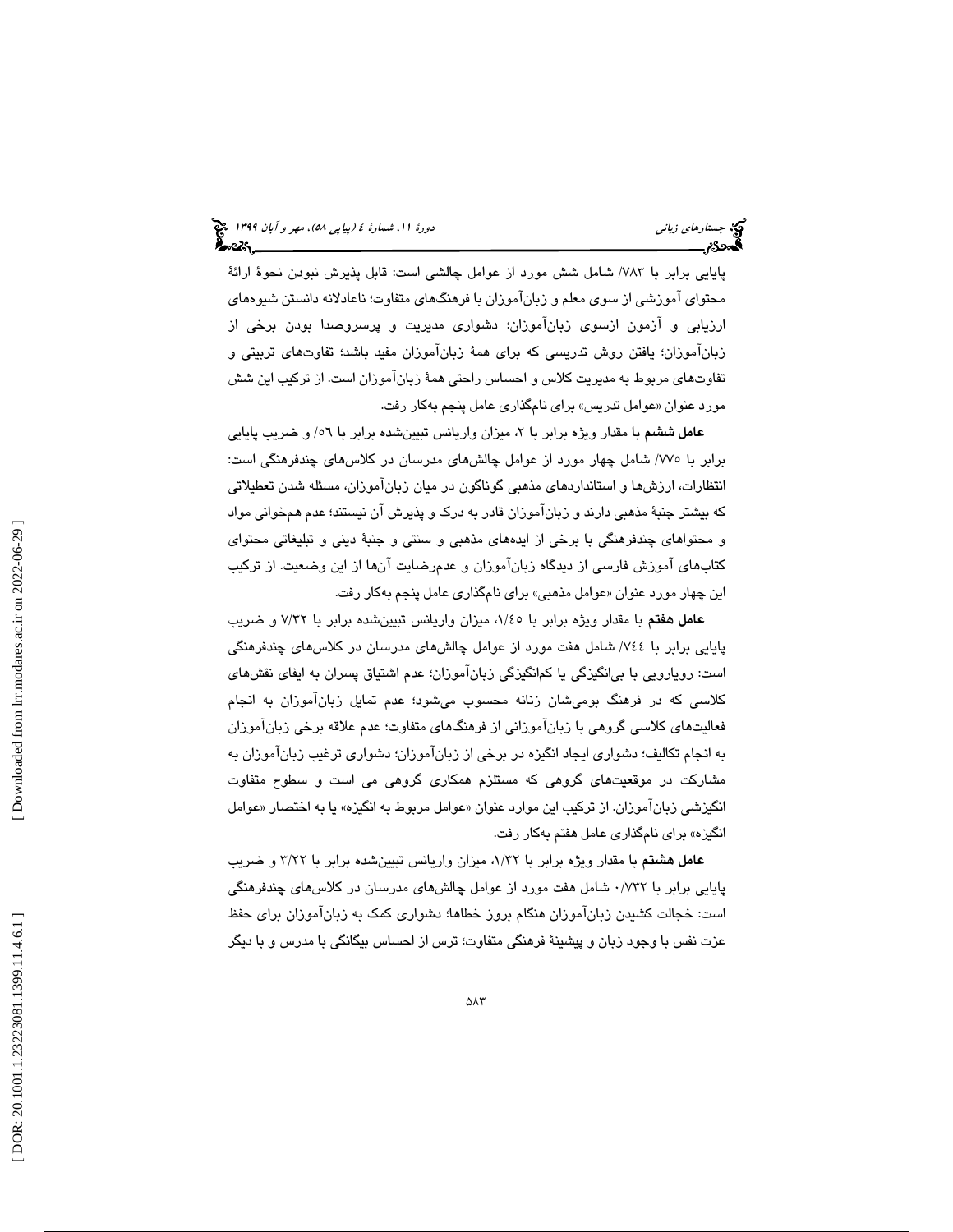پایایی برابر با ۷۸۳/ شامل شش مورد از عوامل چالشی است: قابل پذیرش نبودن نحوهٔ ارائهٔ محتوای آموزشی از سوی معلم و زبان‌آموزان با فرهنگ‌های متفاوت؛ ناعادلانه دانستن شیوه‌های ارزیابی و آزمون ازسوی زبان‌آموزان؛ دشواری مدیریت و پرسروصدا بودن برخی از زبان‌آموزان؛ یافتن روش تدریسی که برای همهٔ زبان‌آموزان مفید باشد؛ تفاوت‌های تربیتی و تفاوت‌های مربوط به مدیریت کلاس و احساس راحتی همهٔ زبان‌آموزان است. از ترکیب این شش مورد عنوان «عوامل تدریس» برای نام‌گذاری عامل پنجم به‌کار رفت.

**عامل ششم** با مقدار ویژه برابر با ۲، میزان واریانس تبیین‌شده برابر با ٥٦/ و ضریب پایایی برابر با ۷۷٥/ شامل چهار مورد از عوامل چالش‌های مدرسان در کلاس‌های چندفرهنگی است: انتظارات، ارزش‌ها و استانداردهای مذهبی گوناگون در میان زبان‌آموزان، مسئله شدن تعطیلاتی که بیشتر جنبهٔ مذهبی دارند و زبان‌آموزان قادر به درک و پذیرش آن نیستند؛ عدم همخوانی مواد و محتواهای چندفرهنگی با برخی از ایده‌های مذهبی و سنتی و جنبهٔ دینی و تبلیغاتی محتوای کتاب‌های آموزش فارسی از دیدگاه زبان‌آموزان و عدم‌رضایت آن‌ها از این وضعیت. از ترکیب این چهار مورد عنوان «عوامل مذهبی» برای نام‌گذاری عامل پنجم به‌کار رفت.

**عامل هفتم** با مقدار ویژه برابر با ۱/٤٥، میزان واریانس تبیین‌شده برابر با ۷/۳۲ و ضریب پایایی برابر با ۷٤٤/ شامل هفت مورد از عوامل چالش‌های مدرسان در کلاس‌های چندفرهنگی است: رویارویی با بی‌انگیزگی یا کم‌انگیزگی زبان‌آموزان؛ عدم اشتیاق پسران به ایفای نقش‌های کلاسی که در فرهنگ بومی‌شان زنانه محسوب می‌شود؛ عدم تمایل زبان‌آموزان به انجام فعالیت‌های کلاسی گروهی با زبان‌آموزانی از فرهنگ‌های متفاوت؛ عدم علاقه برخی زبان‌آموزان به انجام تکالیف؛ دشواری ایجاد انگیزه در برخی از زبان‌آموزان؛ دشواری ترغیب زبان‌آموزان به مشارکت در موقعیت‌های گروهی که مستلزم همکاری گروهی می است و سطوح متفاوت انگیزشی زبان‌آموزان. از ترکیب این موارد عنوان «عوامل مربوط به انگیزه» یا به اختصار «عوامل انگیزه» برای نام‌گذاری عامل هفتم به‌کار رفت.

**عامل هشتم** با مقدار ویژه برابر با ۱/۳۲، میزان واریانس تبیین‌شده برابر با ۳/۲۲ و ضریب پایایی برابر با ۰/۷۳۲ شامل هفت مورد از عوامل چالش‌های مدرسان در کلاس‌های چندفرهنگی است: خجالت کشیدن زبان‌آموزان هنگام بروز خطاها؛ دشواری کمک به زبان‌آموزان برای حفظ عزت نفس با وجود زبان و پیشینهٔ فرهنگی متفاوت؛ ترس از احساس بیگانگی با مدرس و با دیگر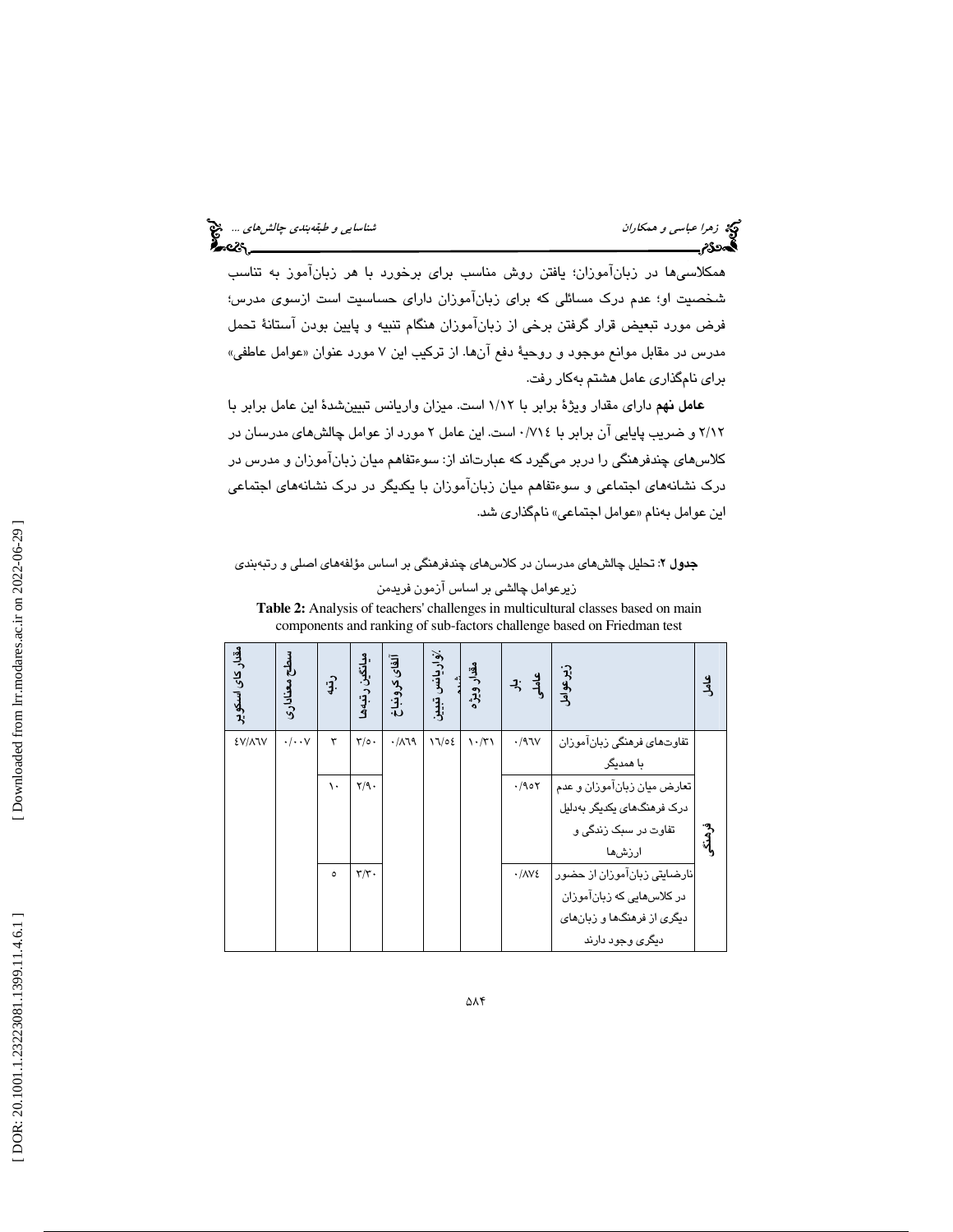همکلاسی‌ها در زبان‌آموزان؛ یافتن روش مناسب برای برخورد با هر زبان‌آموز به تناسب شخصیت او؛ عدم درک مسائلی که برای زبان‌آموزان دارای حساسیت است ازسوی مدرس؛ فرض مورد تبعیض قرار گرفتن برخی از زبان‌آموزان هنگام تنبیه و پایین بودن آستانهٔ تحمل مدرس در مقابل موانع موجود و روحیهٔ دفع آن‌ها. از ترکیب این ۷ مورد عنوان «عوامل عاطفی» برای نام‌گذاری عامل هشتم به‌کار رفت.

**عامل نهم** دارای مقدار ویژهٔ برابر با ۱/۱۲ است. میزان واریانس تبیین‌شدهٔ این عامل برابر با ۲/۱۲ و ضریب پایایی آن برابر با ۰/۷۱٤ است. این عامل ۲ مورد از عوامل چالش‌های مدرسان در کلاس‌های چندفرهنگی را دربر می‌گیرد که عبارت‌اند از: سوءتفاهم میان زبان‌آموزان و مدرس در درک نشانه‌های اجتماعی و سوءتفاهم میان زبان‌آموزان با یکدیگر در درک نشانه‌های اجتماعی این عوامل به‌نام «عوامل اجتماعی» نام‌گذاری شد.

**جدول ۲**: تحلیل چالش‌های مدرسان در کلاس‌های چندفرهنگی بر اساس مؤلفه‌های اصلی و رتبه‌بندی زیرعوامل چالشی بر اساس آزمون فریدمن

**Table 2:** Analysis of teachers' challenges in multicultural classes based on main components and ranking of sub-factors challenge based on Friedman test

| عامل | زیرعوامل | بار عاملی | مقدار ویژه | ٪واریانس تبیین شده | آلفای کرونباخ | میانگین رتبه‌ها | رتبه | سطح معناداری | مقدار کای اسکویر |
|---|---|---|---|---|---|---|---|---|---|
| فرهنگی | تفاوت‌های فرهنگی زبان‌آموزان با همدیگر | ۰/۹٦۷ | ۱۰/۳۱ | ۱٦/٥٤ | ۰/۸٦۹ | ۳/٥۰ | ۳ | ۰/۰۰۷ | ٤۷/۸٦۷ |
| | تعارض میان زبان‌آموزان و عدم درک فرهنگ‌های یکدیگر به‌دلیل تفاوت در سبک زندگی و ارزش‌ها | ۰/۹٥۲ | | | | ۲/۹۰ | ۱۰ | | |
| | نارضایتی زبان‌آموزان از حضور در کلاس‌هایی که زبان‌آموزان دیگری از فرهنگ‌ها و زبان‌های دیگری وجود دارند | ۰/۸۷٤ | | | | ۳/۳۰ | ٥ | | |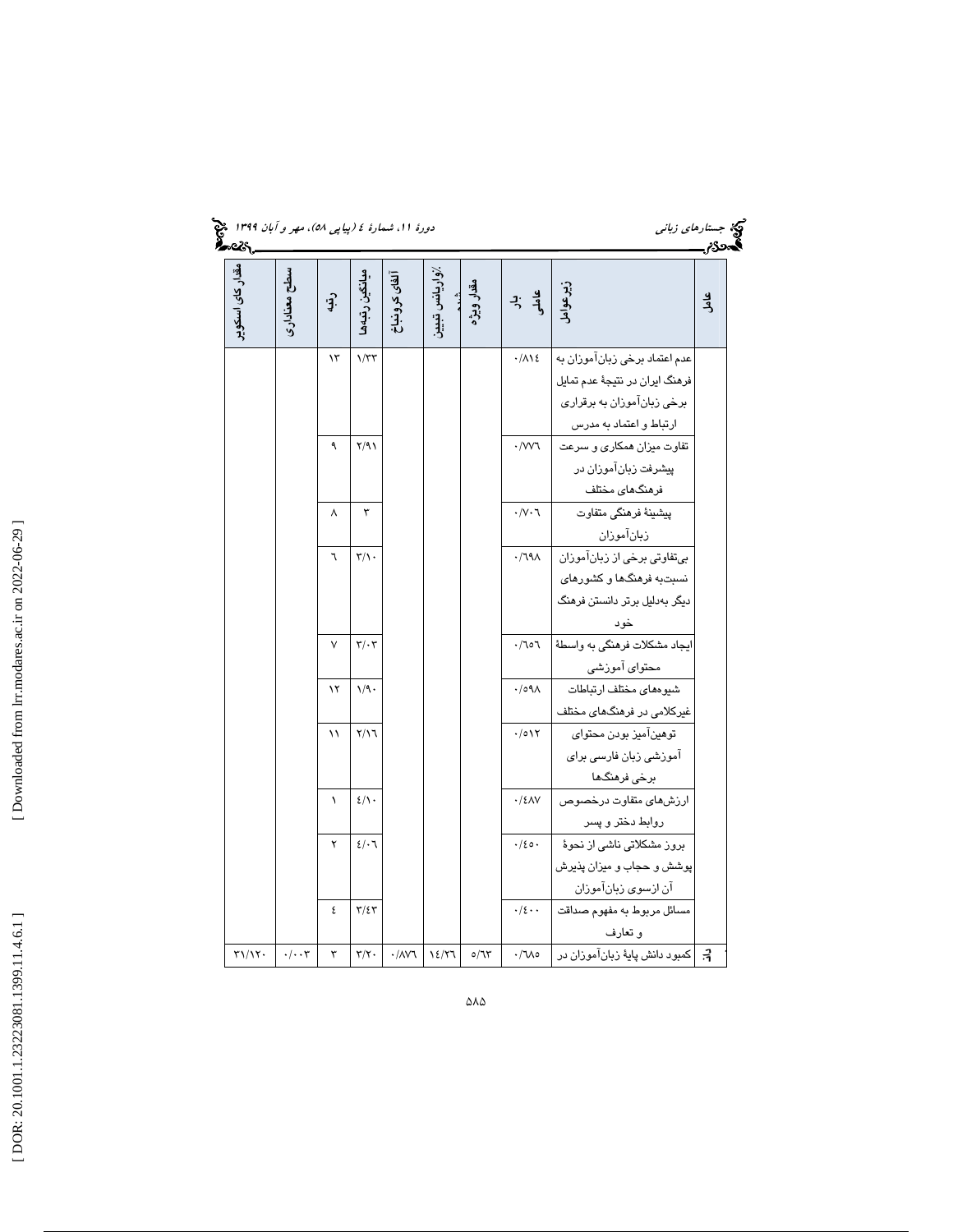| عامل | زیرعوامل | بار عاملی | مقدار ویژه | %واریانس تبیین شده | آلفای کرونباخ | میانگین رتبه‌ها | رتبه | سطح معناداری | مقدار کای اسکویر |
|---|---|---|---|---|---|---|---|---|---|
| | عدم اعتماد برخی زبان‌آموزان به فرهنگ ایران در نتیجهٔ عدم تمایل برخی زبان‌آموزان به برقراری ارتباط و اعتماد به مدرس | ۰/۸۱۴ | | | | ۱/۳۳ | ۱۳ | | |
| | تفاوت میزان همکاری و سرعت پیشرفت زبان‌آموزان در فرهنگ‌های مختلف | ۰/۷۷۶ | | | | ۲/۹۱ | ۹ | | |
| | پیشینهٔ فرهنگی متفاوت زبان‌آموزان | ۰/۷۰۶ | | | | ۳ | ۸ | | |
| | بی‌تفاوتی برخی از زبان‌آموزان نسبت‌به فرهنگ‌ها و کشورهای دیگر به‌دلیل برتر دانستن فرهنگ خود | ۰/۶۹۸ | | | | ۳/۱۰ | ۶ | | |
| | ایجاد مشکلات فرهنگی به واسطهٔ محتوای آموزشی | ۰/۶۵۶ | | | | ۳/۰۳ | ۷ | | |
| | شیوه‌های مختلف ارتباطات غیرکلامی در فرهنگ‌های مختلف | ۰/۵۹۸ | | | | ۱/۹۰ | ۱۲ | | |
| | توهین‌آمیز بودن محتوای آموزشی زبان فارسی برای برخی فرهنگ‌ها | ۰/۵۱۲ | | | | ۲/۱۶ | ۱۱ | | |
| | ارزش‌های متفاوت درخصوص روابط دختر و پسر | ۰/۴۸۷ | | | | ۴/۱۰ | ۱ | | |
| | بروز مشکلاتی ناشی از نحوهٔ پوشش و حجاب و میزان پذیرش آن ازسوی زبان‌آموزان | ۰/۴۵۰ | | | | ۴/۰۶ | ۲ | | |
| | مسائل مربوط به مفهوم صداقت و تعارف | ۰/۴۰۰ | | | | ۳/۴۳ | ۴ | | |
| زبان | کمبود دانش پایهٔ زبان‌آموزان در | ۰/۶۸۵ | ۵/۶۳ | ۱۴/۲۶ | ۰/۸۷۶ | ۳/۲۰ | ۳ | ۰/۰۰۳ | ۳۱/۱۲۰ |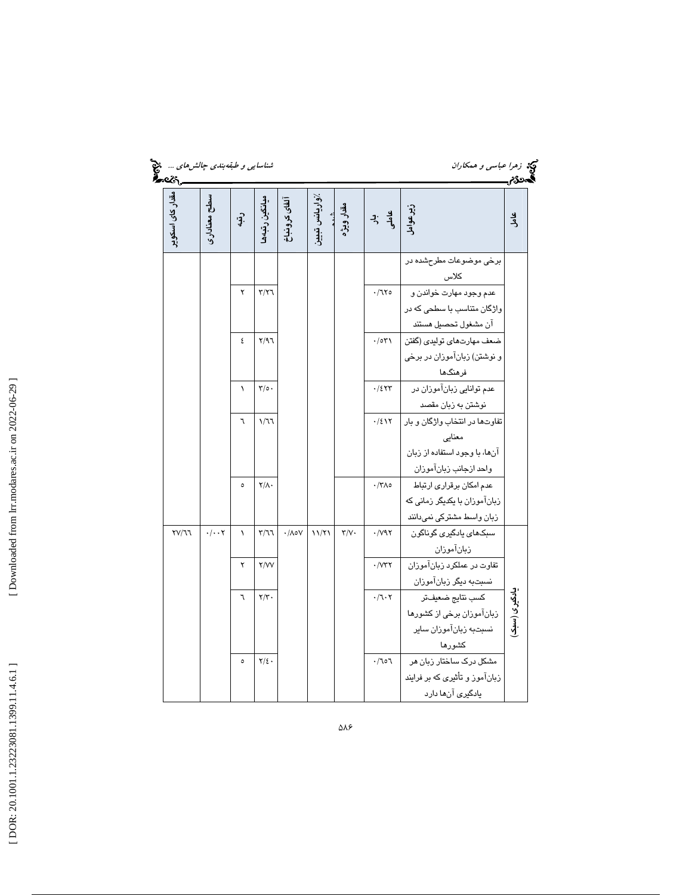| عامل | زیرعوامل | بار عاملی | مقدار ویژه | ٪واریانس تبیین شده | آلفای کرونباخ | میانگین رتبه‌ها | رتبه | سطح معناداری | مقدار کای اسکویر |
|---|---|---|---|---|---|---|---|---|---|
| | برخی موضوعات مطرح‌شده در کلاس | | | | | | | | |
| | عدم وجود مهارت خواندن و واژگان متناسب با سطحی که در آن مشغول تحصیل هستند | ۰/۶۲۵ | | | | ۳/۲۶ | ۲ | | |
| | ضعف مهارت‌های تولیدی (گفتن و نوشتن) زبان‌آموزان در برخی فرهنگ‌ها | ۰/۵۳۱ | | | | ۲/۹۶ | ٤ | | |
| | عدم توانایی زبان‌آموزان در نوشتن به زبان مقصد | ۰/٤۲۳ | | | | ۳/۵۰ | ۱ | | |
| | تفاوت‌ها در انتخاب واژگان و بار معنایی آن‌ها، با وجود استفاده از زبان واحد ازجانب زبان‌آموزان | ۰/٤۱۲ | | | | ۱/۶۶ | ٦ | | |
| | عدم امکان برقراری ارتباط زبان‌آموزان با یکدیگر زمانی که زبان واسط مشترکی نمی‌دانند | ۰/۳۸۵ | | | | ۲/۸۰ | ۵ | | |
| یادگیری (سبک) | سبک‌های یادگیری گوناگون زبان‌آموزان | ۰/۷۹۲ | ۳/۷۰ | ۱۱/۲۱ | ۰/۸۵۷ | ۳/۶۶ | ۱ | ۰/۰۰۲ | ۲۷/۶۶ |
| | تفاوت در عملکرد زبان‌آموزان نسبت‌به دیگر زبان‌آموزان | ۰/۷۳۲ | | | | ۲/۷۷ | ۲ | | |
| | کسب نتایج ضعیف‌تر زبان‌آموزان برخی از کشورها نسبت‌به زبان‌آموزان سایر کشورها | ۰/۶۰۲ | | | | ۲/۳۰ | ٦ | | |
| | مشکل درک ساختار زبان هر زبان‌آموز و تأثیری که بر فرایند یادگیری آن‌ها دارد | ۰/۶۵۶ | | | | ۲/٤۰ | ۵ | | |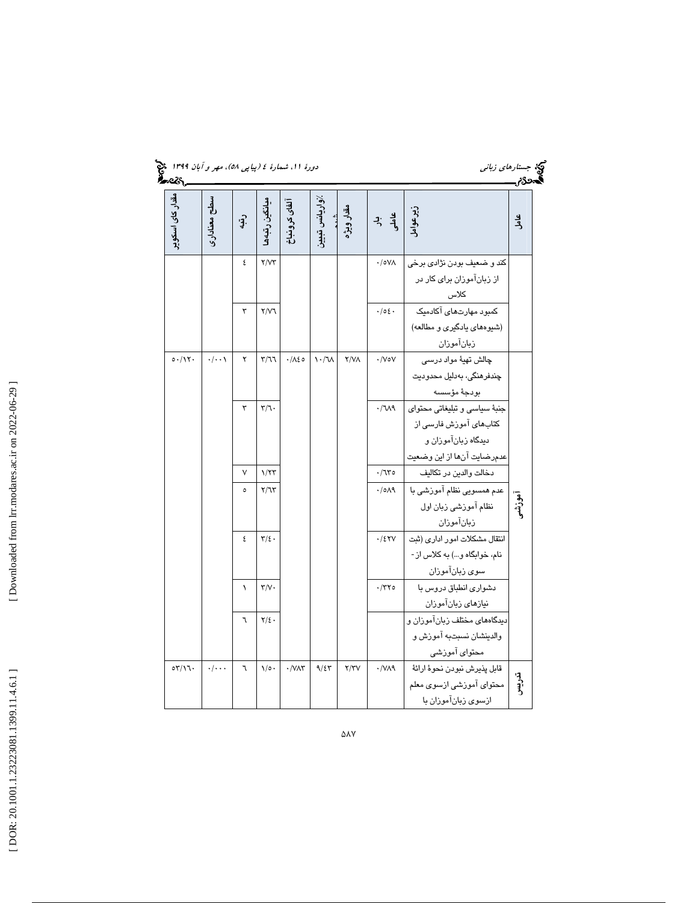| عامل | زیرعوامل | بار عاملی | مقدار ویژه | ٪واریانس تبیین شده | آلفای کرونباخ | میانگین رتبه‌ها | رتبه | سطح معناداری | مقدار کای اسکوئر |
|---|---|---|---|---|---|---|---|---|---|
| | کند و ضعیف بودن نژادی برخی از زبان‌آموزان برای کار در کلاس | ۰/۵۷۸ | | | | ۲/۷۳ | ٤ | | |
| | کمبود مهارت‌های آکادمیک (شیوه‌های یادگیری و مطالعه) زبان‌آموزان | ۰/٥٤۰ | | | | ۲/۷٦ | ۳ | | |
| آموزشی | چالش تهیهٔ مواد درسی چندفرهنگی، به‌دلیل محدودیت بودجهٔ مؤسسه | ۰/۷۵۷ | ۲/۷۸ | ۱۰/٦۸ | ۰/۸٤۵ | ۳/٦٦ | ۲ | ۰/۰۰۱ | ۵۰/۱۲۰ |
| | جنبهٔ سیاسی و تبلیغاتی محتوای کتاب‌های آموزش فارسی از دیدگاه زبان‌آموزان و عدم‌رضایت آن‌ها از این وضعیت | ۰/٦۸۹ | | | | ۳/٦۰ | ۳ | | |
| | دخالت والدین در تکالیف | ۰/٦۳۵ | | | | ۱/۲۳ | ۷ | | |
| | عدم همسویی نظام آموزشی با نظام آموزشی زبان اول زبان‌آموزان | ۰/۵۸۹ | | | | ۲/٦۳ | ۵ | | |
| | انتقال مشکلات امور اداری (ثبت نام، خوابگاه و...) به کلاس از- سوی زبان‌آموزان | ۰/٤۲۷ | | | | ۳/٤۰ | ٤ | | |
| | دشواری انطباق دروس با نیازهای زبان‌آموزان | ۰/۳۲۵ | | | | ۳/۷۰ | ۱ | | |
| | دیدگاه‌های مختلف زبان‌آموزان و والدینشان نسبت‌به آموزش و محتوای آموزشی | | | | | ۲/٤۰ | ٦ | | |
| تدریس | قابل پذیرش نبودن نحوهٔ ارائهٔ محتوای آموزشی ازسوی معلم ازسوی زبان‌آموزان با | ۰/۷۸۹ | ۲/۳۷ | ۹/٤۳ | ۰/۷۸۳ | ۱/۵۰ | ٦ | ۰/۰۰۰ | ۵۳/۱٦۰ |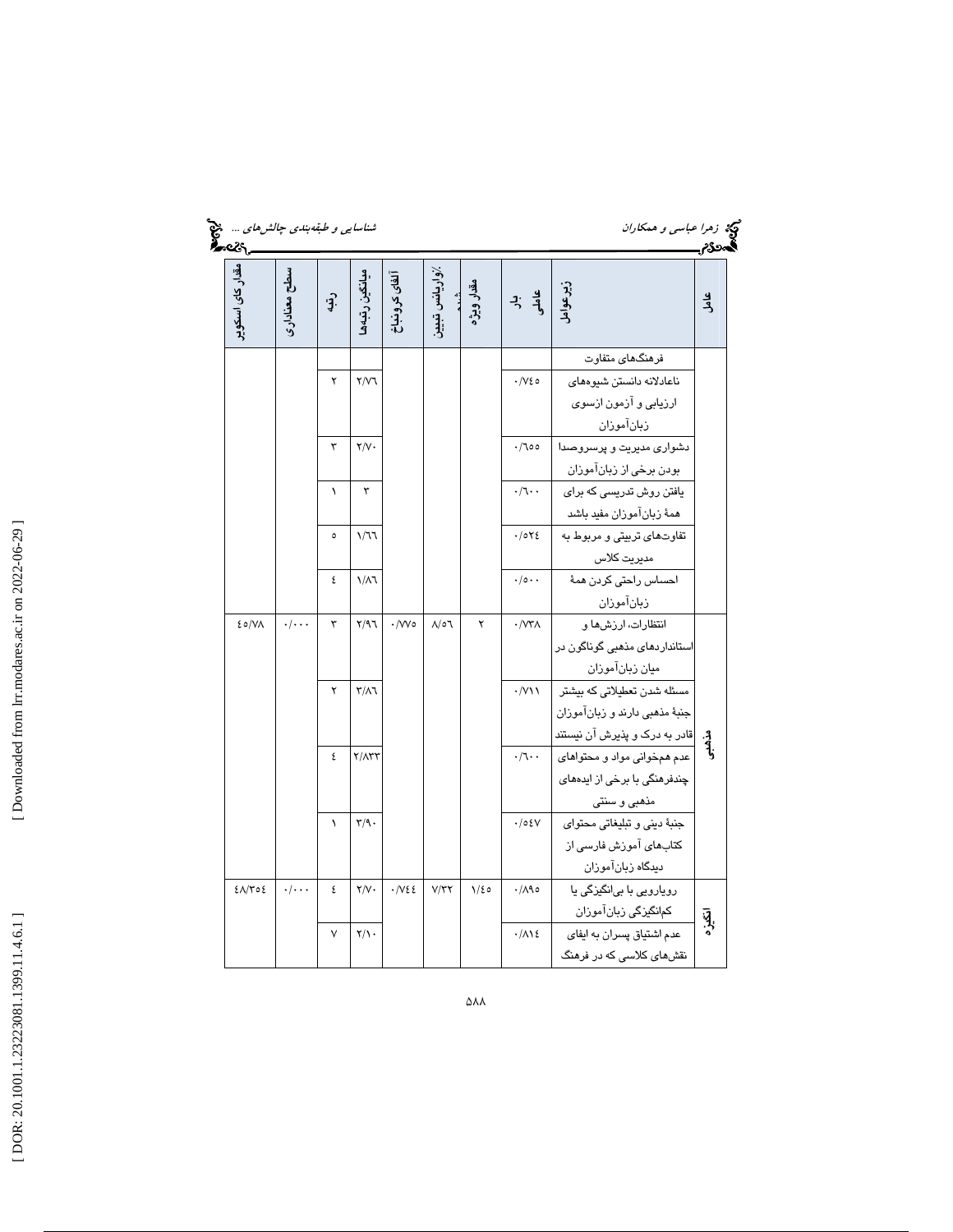| عامل | زیرعوامل | بار عاملی | مقدار ویژه | ٪واریانس تبیین شده | آلفای کرونباخ | میانگین رتبه‌ها | رتبه | سطح معناداری | مقدار کای اسکوئر |
|---|---|---|---|---|---|---|---|---|---|
| | فرهنگ‌های متفاوت | | | | | | | | |
| | ناعادلانه دانستن شیوه‌های ارزیابی و آزمون ازسوی زبان‌آموزان | ۰/۷۴۵ | | | | ۲/۷۶ | ۲ | | |
| | دشواری مدیریت و پرسروصدا بودن برخی از زبان‌آموزان | ۰/۶۵۵ | | | | ۲/۷۰ | ۳ | | |
| | یافتن روش تدریسی که برای همهٔ زبان‌آموزان مفید باشد | ۰/۶۰۰ | | | | ۳ | ۱ | | |
| | تفاوت‌های تربیتی و مربوط به مدیریت کلاس | ۰/۵۲۴ | | | | ۱/۶۶ | ۵ | | |
| | احساس راحتی کردن همهٔ زبان‌آموزان | ۰/۵۰۰ | | | | ۱/۸۶ | ۴ | | |
| مذهبی | انتظارات، ارزش‌ها و استانداردهای مذهبی گوناگون در میان زبان‌آموزان | ۰/۷۳۸ | ۲ | ۸/۵۶ | ۰/۷۷۵ | ۲/۹۶ | ۳ | ۰/۰۰۰ | ۴۵/۷۸ |
| | مسئله شدن تعطیلاتی که بیشتر جنبهٔ مذهبی دارند و زبان‌آموزان قادر به درک و پذیرش آن نیستند | ۰/۷۱۱ | | | | ۳/۸۶ | ۲ | | |
| | عدم هم‌خوانی مواد و محتواهای چندفرهنگی با برخی از ایده‌های مذهبی و سنتی | ۰/۶۰۰ | | | | ۲/۸۳۳ | ۴ | | |
| | جنبهٔ دینی و تبلیغاتی محتوای کتاب‌های آموزش فارسی از دیدگاه زبان‌آموزان | ۰/۵۴۷ | | | | ۳/۹۰ | ۱ | | |
| انگیزه | رویارویی با بی‌انگیزگی یا کم‌انگیزگی زبان‌آموزان | ۰/۸۹۵ | ۱/۴۵ | ۷/۳۲ | ۰/۷۴۴ | ۲/۷۰ | ۴ | ۰/۰۰۰ | ۴۸/۳۵۴ |
| | عدم اشتیاق پسران به ایفای نقش‌های کلاسی که در فرهنگ | ۰/۸۱۴ | | | | ۲/۱۰ | ۷ | | |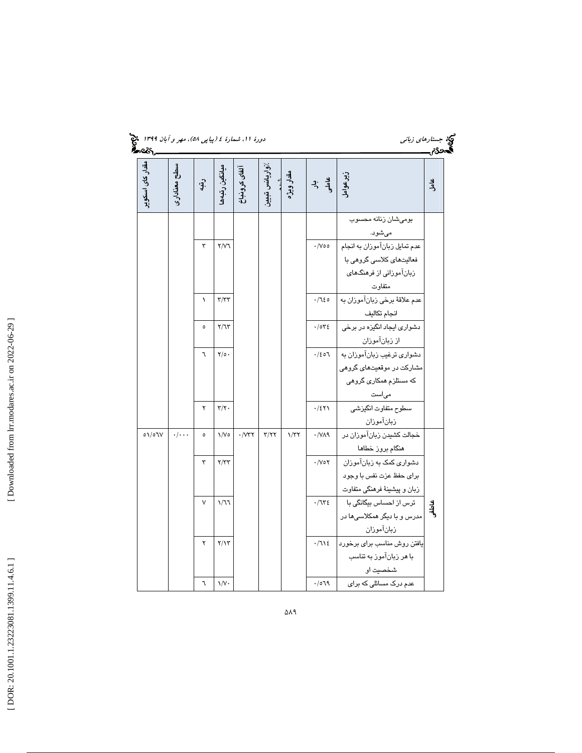| عامل | زیرعوامل | بار عاملی | مقدار ویژه | ٪واریانس تبیین شده | آلفای کرونباخ | میانگین رتبه‌ها | رتبه | سطح معناداری | مقدار کای اسکوئر |
|---|---|---|---|---|---|---|---|---|---|
| | بومی‌شان زنانه محسوب می‌شود. | | | | | | | | |
| | عدم تمایل زبان‌آموزان به انجام فعالیت‌های کلاسی گروهی با زبان‌آموزانی از فرهنگ‌های متفاوت | ۰/۷۵۵ | | | | ۲/۷۶ | ۳ | | |
| | عدم علاقهٔ برخی زبان‌آموزان به انجام تکالیف | ۰/٦٤۵ | | | | ۳/۳۳ | ۱ | | |
| | دشواری ایجاد انگیزه در برخی از زبان‌آموزان | ۰/۵۳٤ | | | | ۲/٦۳ | ۵ | | |
| | دشواری ترغیب زبان‌آموزان به مشارکت در موقعیت‌های گروهی که مستلزم همکاری گروهی می‌است | ۰/٤۵٦ | | | | ۲/۵۰ | ٦ | | |
| | سطوح متفاوت انگیزشی زبان‌آموزان | ۰/٤۲۱ | | | | ۳/۲۰ | ۲ | | |
| عاطفی | خجالت کشیدن زبان‌آموزان در هنگام بروز خطاها | ۰/۷۸۹ | ۱/۳۲ | ۳/۲۲ | ۰/۷۳۲ | ۱/۷۵ | ۵ | ۰/۰۰۰ | ۵۱/۵٦۷ |
| | دشواری کمک به زبان‌آموزان برای حفظ عزت نفس با وجود زبان و پیشینهٔ فرهنگی متفاوت | ۰/۷۵۲ | | | | ۲/۳۳ | ۳ | | |
| | ترس از احساس بیگانگی با مدرس و با دیگر همکلاسی‌ها در زبان‌آموزان | ۰/٦۳٤ | | | | ۱/٦٦ | ۷ | | |
| | یافتن روش مناسب برای برخورد با هر زبان‌آموز به تناسب شخصیت او | ۰/٦۱٤ | | | | ۲/۱۳ | ۲ | | |
| | عدم درک مسائلی که برای | ۰/۵٦۹ | | | | ۱/۷۰ | ٦ | | |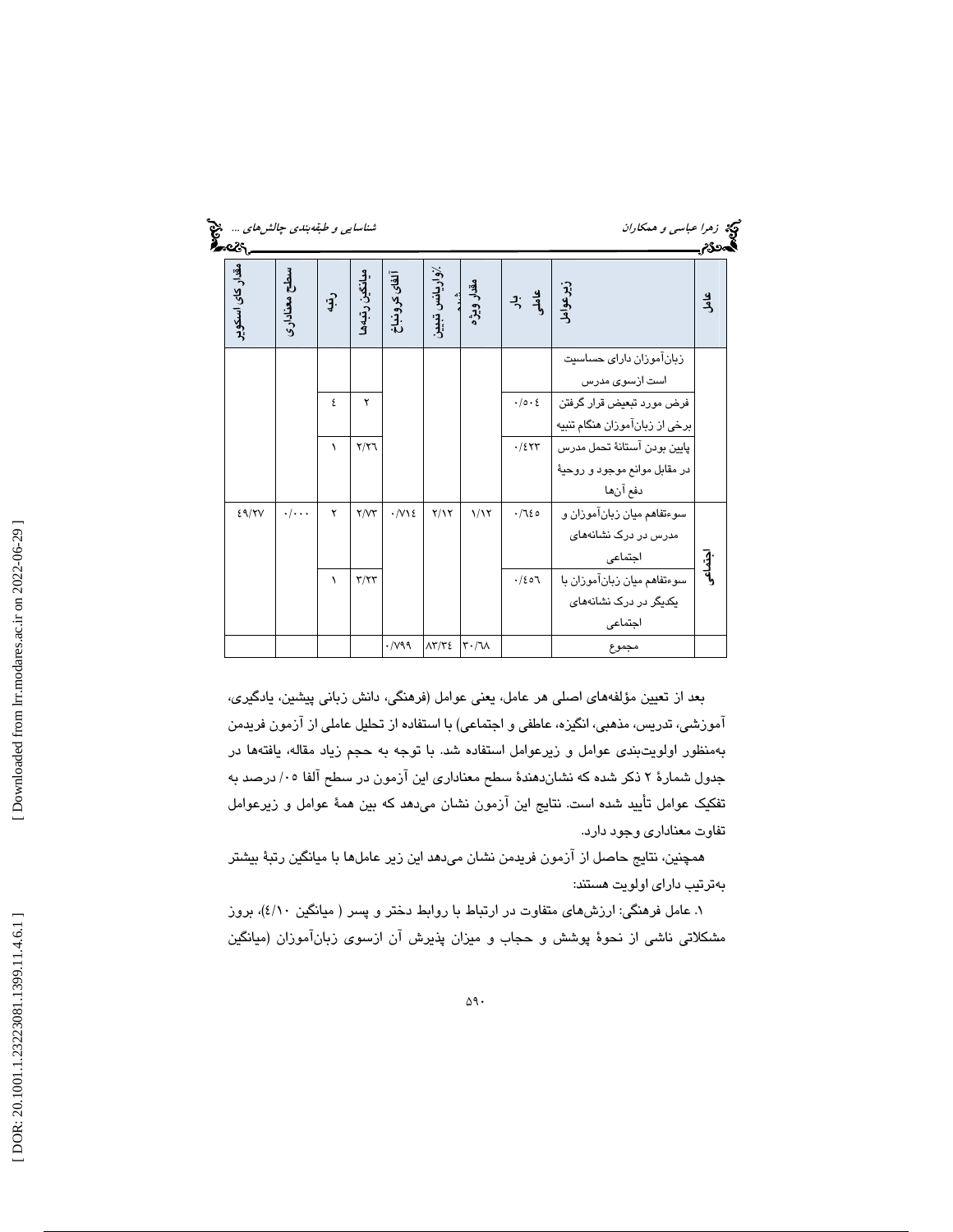| عامل | زیرعوامل | بار عاملی | مقدار ویژه | ٪واریانس تبیین شده | آلفای کرونباخ | میانگین رتبه‌ها | رتبه | سطح معناداری | مقدار کای اسکوئر |
|---|---|---|---|---|---|---|---|---|---|
| | زبان‌آموزان دارای حساسیت است ازسوی مدرس | | | | | | | | |
| | فرض مورد تبعیض قرار گرفتن برخی از زبان‌آموزان هنگام تنبیه | ۰/۵۰۴ | | | | ۲ | ۴ | | |
| | پایین بودن آستانهٔ تحمل مدرس در مقابل موانع موجود و روحیهٔ دفع آن‌ها | ۰/۴۲۳ | | | | ۲/۲۶ | ۱ | | |
| اجتماعی | سوءتفاهم میان زبان‌آموزان و مدرس در درک نشانه‌های اجتماعی | ۰/۶۴۵ | ۱/۱۲ | ۲/۱۲ | ۰/۷۱۴ | ۲/۷۳ | ۲ | ۰/۰۰۰ | ۴۹/۲۷ |
| | سوءتفاهم میان زبان‌آموزان با یکدیگر در درک نشانه‌های اجتماعی | ۰/۴۵۶ | | | | ۳/۲۳ | ۱ | | |
| | مجموع | | ۳۰/۶۸ | ۸۳/۳۴ | ۰/۷۹۹ | | | | |

بعد از تعیین مؤلفه‌های اصلی هر عامل، یعنی عوامل (فرهنگی، دانش زبانی پیشین، یادگیری، آموزشی، تدریس، مذهبی، انگیزه، عاطفی و اجتماعی) با استفاده از تحلیل عاملی از آزمون فریدمن به‌منظور اولویت‌بندی عوامل و زیرعوامل استفاده شد. با توجه به حجم زیاد مقاله، یافته‌ها در جدول شمارهٔ ۲ ذکر شده که نشان‌دهندهٔ سطح معناداری این آزمون در سطح آلفا ۰۵/ درصد به تفکیک عوامل تأیید شده است. نتایج این آزمون نشان می‌دهد که بین همهٔ عوامل و زیرعوامل تفاوت معناداری وجود دارد.

همچنین، نتایج حاصل از آزمون فریدمن نشان می‌دهد این زیر عامل‌ها با میانگین رتبهٔ بیشتر به‌ترتیب دارای اولویت هستند:

۱. عامل فرهنگی: ارزش‌های متفاوت در ارتباط با روابط دختر و پسر ( میانگین ۴/۱۰)، بروز مشکلاتی ناشی از نحوهٔ پوشش و حجاب و میزان پذیرش آن ازسوی زبان‌آموزان (میانگین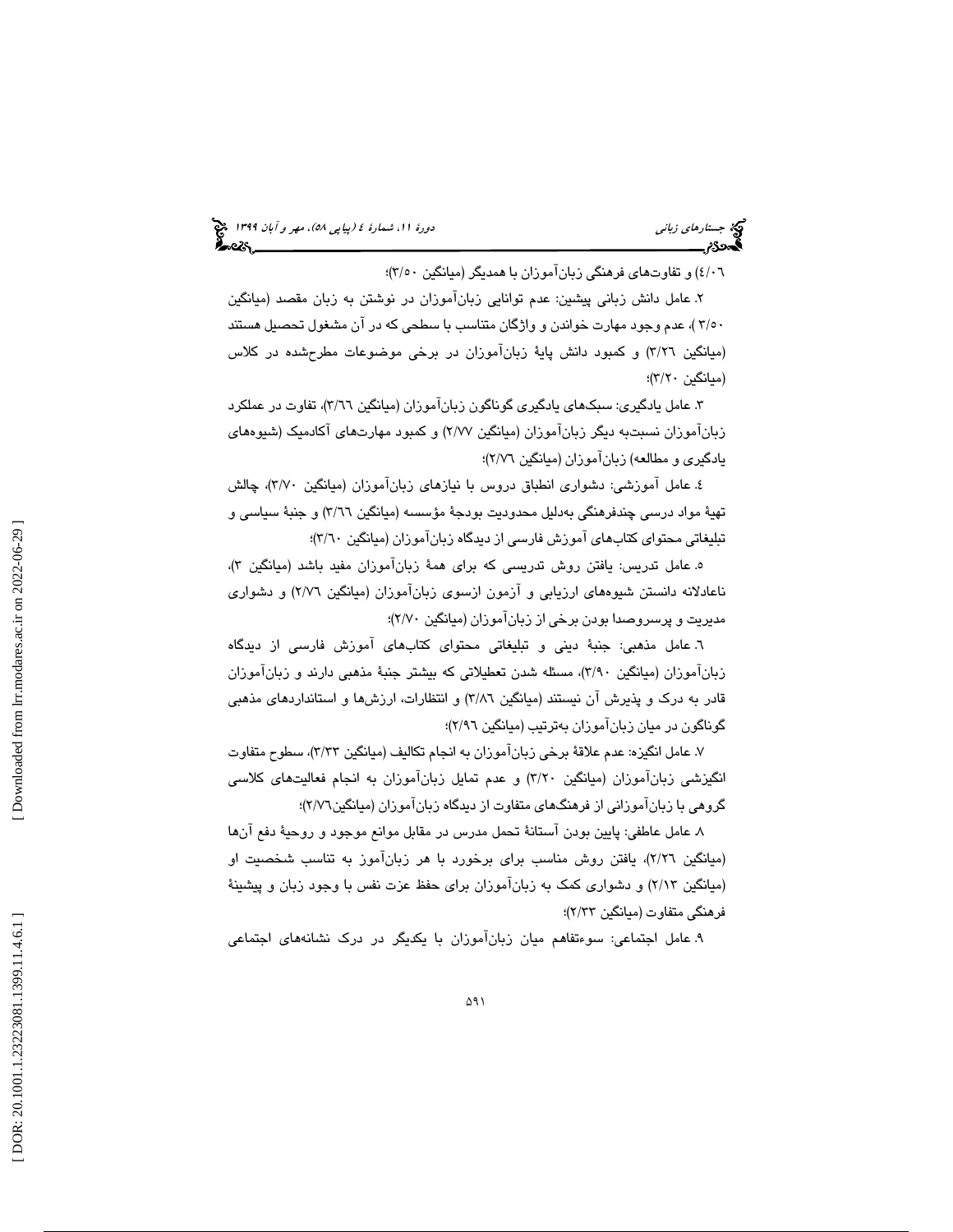٤/٠٦) و تفاوت‌های فرهنگی زبان‌آموزان با همدیگر (میانگین ٣/٥٠)؛

٢. عامل دانش زبانی پیشین: عدم توانایی زبان‌آموزان در نوشتن به زبان مقصد (میانگین ٣/٥٠ )، عدم وجود مهارت خواندن و واژگان متناسب با سطحی که در آن مشغول تحصیل هستند (میانگین ٣/٢٦) و کمبود دانش پایهٔ زبان‌آموزان در برخی موضوعات مطرح‌شده در کلاس (میانگین ٣/٢٠)؛

٣. عامل یادگیری: سبک‌های یادگیری گوناگون زبان‌آموزان (میانگین ٣/٦٦)، تفاوت در عملکرد زبان‌آموزان نسبت‌به دیگر زبان‌آموزان (میانگین ٢/٧٧) و کمبود مهارت‌های آکادمیک (شیوه‌های یادگیری و مطالعه) زبان‌آموزان (میانگین ٢/٧٦)؛

٤. عامل آموزشی: دشواری انطباق دروس با نیازهای زبان‌آموزان (میانگین ٣/٧٠)، چالش تهیهٔ مواد درسی چندفرهنگی به‌دلیل محدودیت بودجهٔ مؤسسه (میانگین ٣/٦٦) و جنبهٔ سیاسی و تبلیغاتی محتوای کتاب‌های آموزش فارسی از دیدگاه زبان‌آموزان (میانگین ٣/٦٠)؛

٥. عامل تدریس: یافتن روش تدریسی که برای همهٔ زبان‌آموزان مفید باشد (میانگین ٣)، ناعادلانه دانستن شیوه‌های ارزیابی و آزمون ازسوی زبان‌آموزان (میانگین ٢/٧٦) و دشواری مدیریت و پرسروصدا بودن برخی از زبان‌آموزان (میانگین ٢/٧٠)؛

٦. عامل مذهبی: جنبهٔ دینی و تبلیغاتی محتوای کتاب‌های آموزش فارسی از دیدگاه زبان‌آموزان (میانگین ٣/٩٠)، مسئله شدن تعطیلاتی که بیشتر جنبهٔ مذهبی دارند و زبان‌آموزان قادر به درک و پذیرش آن نیستند (میانگین ٣/٨٦) و انتظارات، ارزش‌ها و استانداردهای مذهبی گوناگون در میان زبان‌آموزان به‌ترتیب (میانگین ٢/٩٦)؛

٧. عامل انگیزه: عدم علاقهٔ برخی زبان‌آموزان به انجام تکالیف (میانگین ٣/٣٣)، سطوح متفاوت انگیزشی زبان‌آموزان (میانگین ٣/٢٠) و عدم تمایل زبان‌آموزان به انجام فعالیت‌های کلاسی گروهی با زبان‌آموزانی از فرهنگ‌های متفاوت از دیدگاه زبان‌آموزان (میانگین٢/٧٦)؛

٨. عامل عاطفی: پایین بودن آستانهٔ تحمل مدرس در مقابل موانع موجود و روحیهٔ دفع آن‌ها (میانگین ٢/٢٦)، یافتن روش مناسب برای برخورد با هر زبان‌آموز به تناسب شخصیت او (میانگین ٢/١٣) و دشواری کمک به زبان‌آموزان برای حفظ عزت نفس با وجود زبان و پیشینهٔ فرهنگی متفاوت (میانگین ٢/٣٣)؛

٩. عامل اجتماعی: سوءتفاهم میان زبان‌آموزان با یکدیگر در درک نشانه‌های اجتماعی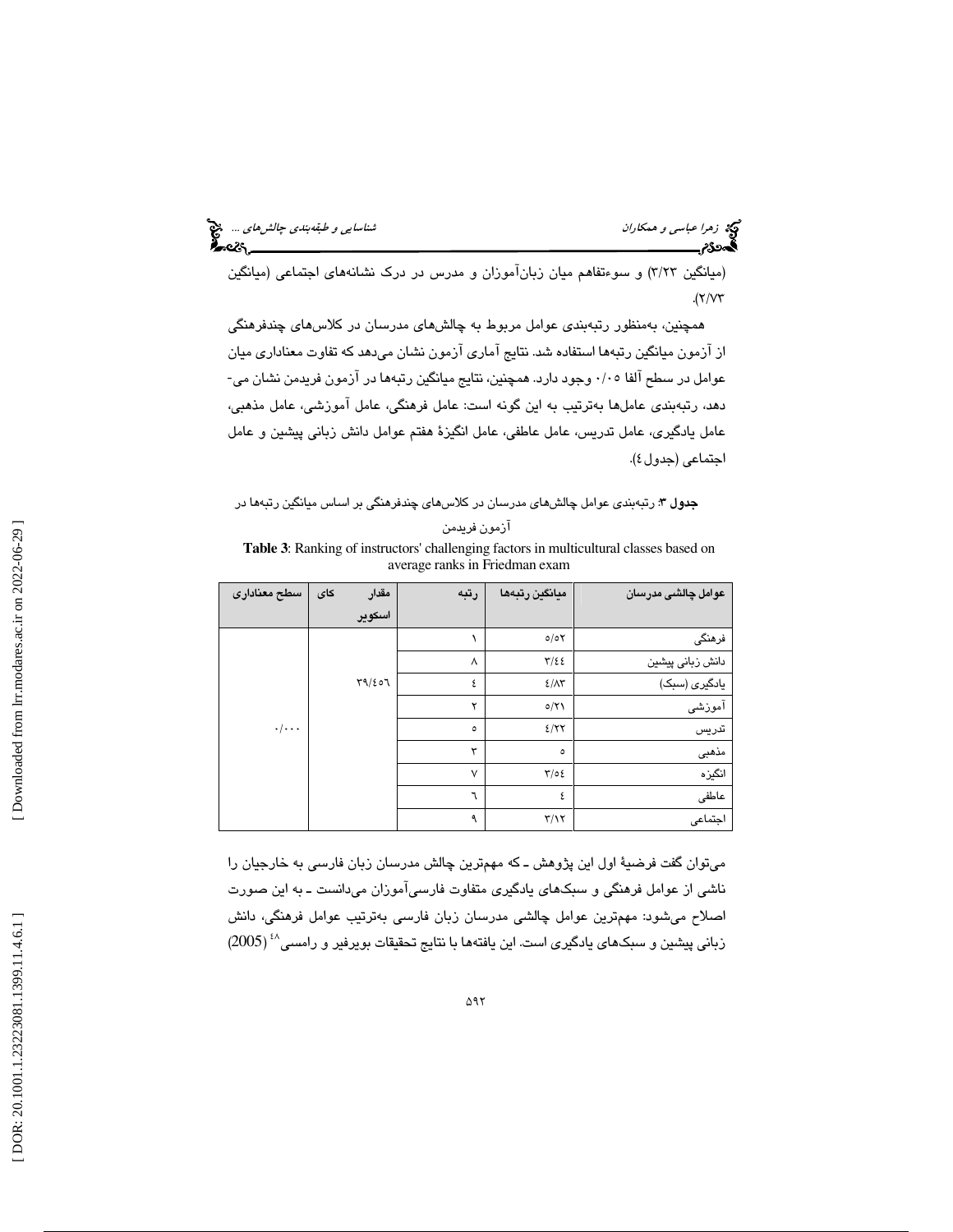(میانگین ۳/۲۳) و سوءتفاهم میان زبان‌آموزان و مدرس در درک نشانه‌های اجتماعی (میانگین ۲/۷۳).

همچنین، به‌منظور رتبه‌بندی عوامل مربوط به چالش‌های مدرسان در کلاس‌های چندفرهنگی از آزمون میانگین رتبه‌ها استفاده شد. نتایج آماری آزمون نشان می‌دهد که تفاوت معناداری میان عوامل در سطح آلفا ۰/۰۵ وجود دارد. همچنین، نتایج میانگین رتبه‌ها در آزمون فریدمن نشان می‌دهد، رتبه‌بندی عامل‌ها به‌ترتیب به این گونه است: عامل فرهنگی، عامل آموزشی، عامل مذهبی، عامل یادگیری، عامل تدریس، عامل عاطفی، عامل انگیزهٔ هفتم عوامل دانش زبانی پیشین و عامل اجتماعی (جدول ٤).

**جدول ۳**: رتبه‌بندی عوامل چالش‌های مدرسان در کلاس‌های چندفرهنگی بر اساس میانگین رتبه‌ها در آزمون فریدمن

**Table 3**: Ranking of instructors' challenging factors in multicultural classes based on average ranks in Friedman exam

| عوامل چالشی مدرسان | میانگین رتبه‌ها | رتبه | مقدار کای اسکویر | سطح معناداری |
|---|---|---|---|---|
| فرهنگی | ۵/۵۲ | ۱ | ۳۹/٤٥٦ | ۰/۰۰۰ |
| دانش زبانی پیشین | ۳/٤٤ | ۸ | | |
| یادگیری (سبک) | ٤/۸۳ | ٤ | | |
| آموزشی | ۵/۲۱ | ۲ | | |
| تدریس | ٤/۲۲ | ۵ | | |
| مذهبی | ۵ | ۳ | | |
| انگیزه | ۳/۵٤ | ۷ | | |
| عاطفی | ٤ | ٦ | | |
| اجتماعی | ۳/۱۲ | ۹ | | |

می‌توان گفت فرضیهٔ اول این پژوهش ـ که مهم‌ترین چالش مدرسان زبان فارسی به خارجیان را ناشی از عوامل فرهنگی و سبک‌های یادگیری متفاوت فارسی‌آموزان می‌دانست ـ به این صورت اصلاح می‌شود: مهم‌ترین عوامل چالشی مدرسان زبان فارسی به‌ترتیب عوامل فرهنگی، دانش زبانی پیشین و سبک‌های یادگیری است. این یافته‌ها با نتایج تحقیقات بویرفیر و رامسی[48] (2005)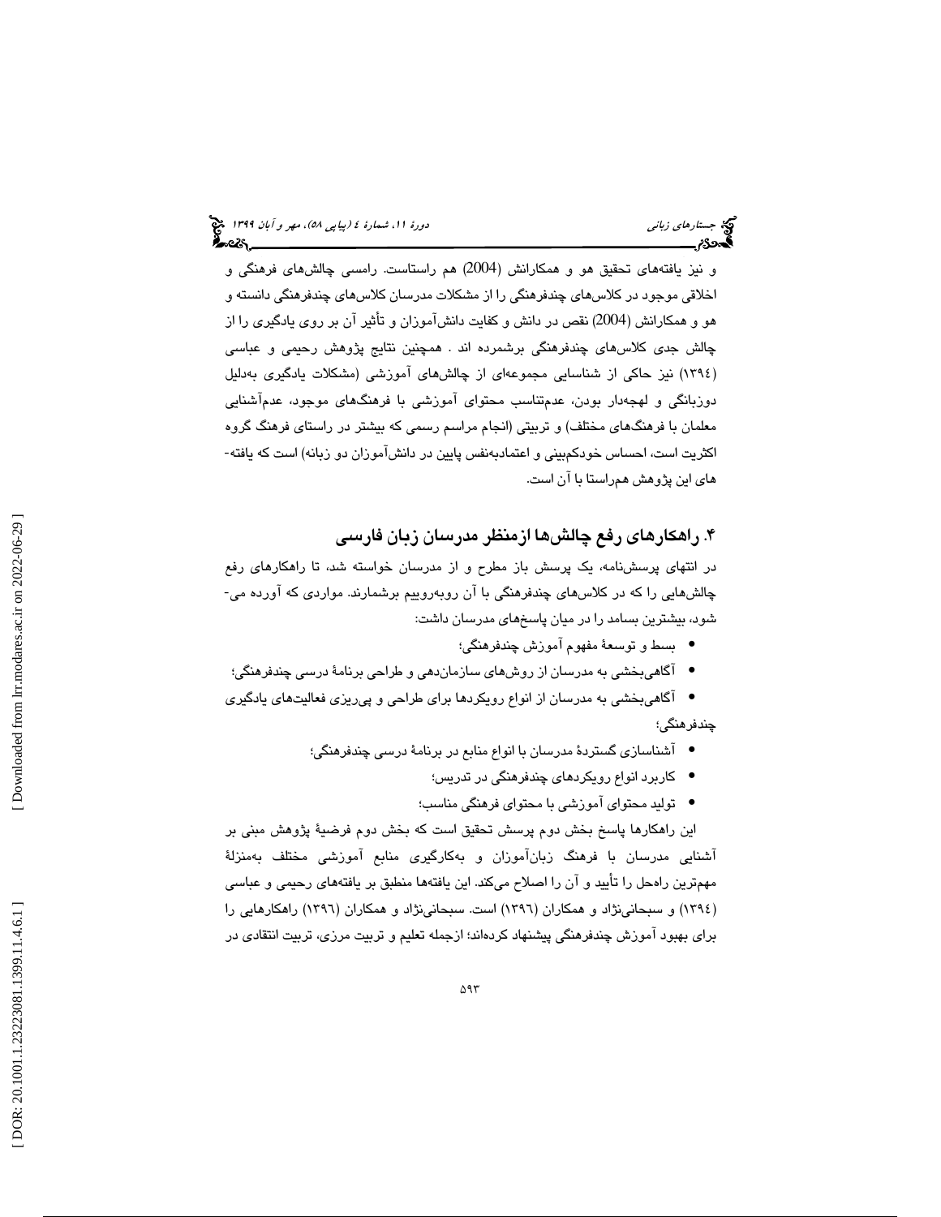و نیز یافته‌های تحقیق هو و همکارانش (2004) هم راستاست. رامسی چالش‌های فرهنگی و اخلاقی موجود در کلاس‌های چندفرهنگی را از مشکلات مدرسان کلاس‌های چندفرهنگی دانسته و هو و همکارانش (2004) نقص در دانش و کفایت دانش‌آموزان و تأثیر آن بر روی یادگیری را از چالش جدی کلاس‌های چندفرهنگی برشمرده اند . همچنین نتایج پژوهش رحیمی و عباسی (۱۳۹٤) نیز حاکی از شناسایی مجموعه‌ای از چالش‌های آموزشی (مشکلات یادگیری به‌دلیل دوزبانگی و لهجه‌دار بودن، عدم‌تناسب محتوای آموزشی با فرهنگ‌های موجود، عدم‌آشنایی معلمان با فرهنگ‌های مختلف) و تربیتی (انجام مراسم رسمی که بیشتر در راستای فرهنگ گروه اکثریت است، احساس خودکم‌بینی و اعتمادبه‌نفس پایین در دانش‌آموزان دو زبانه) است که یافته‌های این پژوهش هم‌راستا با آن است.

## ۴. راهکارهای رفع چالش‌ها ازمنظر مدرسان زبان فارسی

در انتهای پرسش‌نامه، یک پرسش باز مطرح و از مدرسان خواسته شد، تا راهکارهای رفع چالش‌هایی را که در کلاس‌های چندفرهنگی با آن روبه‌روییم برشمارند. مواردی که آورده می‌شود، بیشترین بسامد را در میان پاسخ‌های مدرسان داشت:

- بسط و توسعهٔ مفهوم آموزش چندفرهنگی؛
- آگاهی‌بخشی به مدرسان از روش‌های سازمان‌دهی و طراحی برنامهٔ درسی چندفرهنگی؛
- آگاهی‌بخشی به مدرسان از انواع رویکردها برای طراحی و پی‌ریزی فعالیت‌های یادگیری چندفرهنگی؛
- آشناسازی گستردهٔ مدرسان با انواع منابع در برنامهٔ درسی چندفرهنگی؛
- کاربرد انواع رویکردهای چندفرهنگی در تدریس؛
- تولید محتوای آموزشی با محتوای فرهنگی مناسب؛

این راهکارها پاسخ بخش دوم پرسش تحقیق است که بخش دوم فرضیهٔ پژوهش مبنی بر آشنایی مدرسان با فرهنگ زبان‌آموزان و به‌کارگیری منابع آموزشی مختلف به‌منزلهٔ مهم‌ترین راه‌حل را تأیید و آن را اصلاح می‌کند. این یافته‌ها منطبق بر یافته‌های رحیمی و عباسی (۱۳۹٤) و سبحانی‌نژاد و همکاران (۱۳۹٦) است. سبحانی‌نژاد و همکاران (۱۳۹٦) راهکارهایی را برای بهبود آموزش چندفرهنگی پیشنهاد کرده‌اند؛ ازجمله تعلیم و تربیت مرزی، تربیت انتقادی در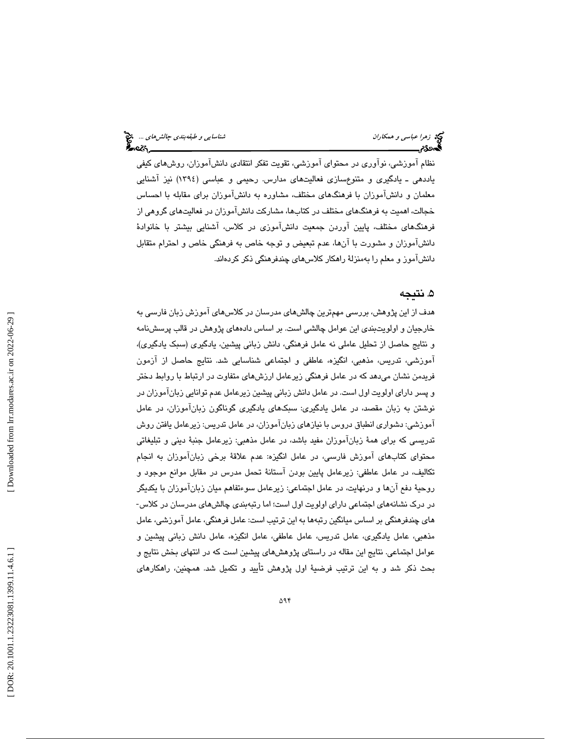نظام آموزشی، نوآوری در محتوای آموزشی، تقویت تفکر انتقادی دانش‌آموزان، روش‌های کیفی یاددهی ـ یادگیری و متنوع‌سازی فعالیت‌های مدارس. رحیمی و عباسی (۱۳۹٤) نیز آشنایی معلمان و دانش‌آموزان با فرهنگ‌های مختلف، مشاوره به دانش‌آموزان برای مقابله با احساس خجالت، اهمیت به فرهنگ‌های مختلف در کتاب‌ها، مشارکت دانش‌آموزان در فعالیت‌های گروهی از فرهنگ‌های مختلف، پایین آوردن جمعیت دانش‌آموزی در کلاس، آشنایی بیشتر با خانوادهٔ دانش‌آموزان و مشورت با آن‌ها، عدم تبعیض و توجه خاص به فرهنگی خاص و احترام متقابل دانش‌آموز و معلم را به‌منزلهٔ راهکار کلاس‌های چندفرهنگی ذکر کرده‌اند.

## ۵. نتیجه

هدف از این پژوهش، بررسی مهم‌ترین چالش‌های مدرسان در کلاس‌های آموزش زبان فارسی به خارجیان و اولویت‌بندی این عوامل چالشی است. بر اساس داده‌های پژوهش در قالب پرسش‌نامه و نتایج حاصل از تحلیل عاملی نه عامل فرهنگی، دانش زبانی پیشین، یادگیری (سبک یادگیری)، آموزشی، تدریس، مذهبی، انگیزه، عاطفی و اجتماعی شناسایی شد. نتایج حاصل از آزمون فریدمن نشان می‌دهد که در عامل فرهنگی زیرعامل ارزش‌های متفاوت در ارتباط با روابط دختر و پسر دارای اولویت اول است. در عامل دانش زبانی پیشین زیرعامل عدم توانایی زبان‌آموزان در نوشتن به زبان مقصد، در عامل یادگیری: سبک‌های یادگیری گوناگون زبان‌آموزان، در عامل آموزشی: دشواری انطباق دروس با نیازهای زبان‌آموزان، در عامل تدریس: زیرعامل یافتن روش تدریسی که برای همهٔ زبان‌آموزان مفید باشد، در عامل مذهبی: زیرعامل جنبهٔ دینی و تبلیغاتی محتوای کتاب‌های آموزش فارسی، در عامل انگیزه: عدم علاقهٔ برخی زبان‌آموزان به انجام تکالیف، در عامل عاطفی: زیرعامل پایین بودن آستانهٔ تحمل مدرس در مقابل موانع موجود و روحیهٔ دفع آن‌ها و درنهایت، در عامل اجتماعی: زیرعامل سوءتفاهم میان زبان‌آموزان با یکدیگر در درک نشانه‌های اجتماعی دارای اولویت اول است؛ اما رتبه‌بندی چالش‌های مدرسان در کلاس‌های چندفرهنگی بر اساس میانگین رتبه‌ها به این ترتیب است: عامل فرهنگی، عامل آموزشی، عامل مذهبی، عامل یادگیری، عامل تدریس، عامل عاطفی، عامل انگیزه، عامل دانش زبانی پیشین و عوامل اجتماعی. نتایج این مقاله در راستای پژوهش‌های پیشین است که در انتهای بخش نتایج و بحث ذکر شد و به این ترتیب فرضیهٔ اول پژوهش تأیید و تکمیل شد. همچنین، راهکارهای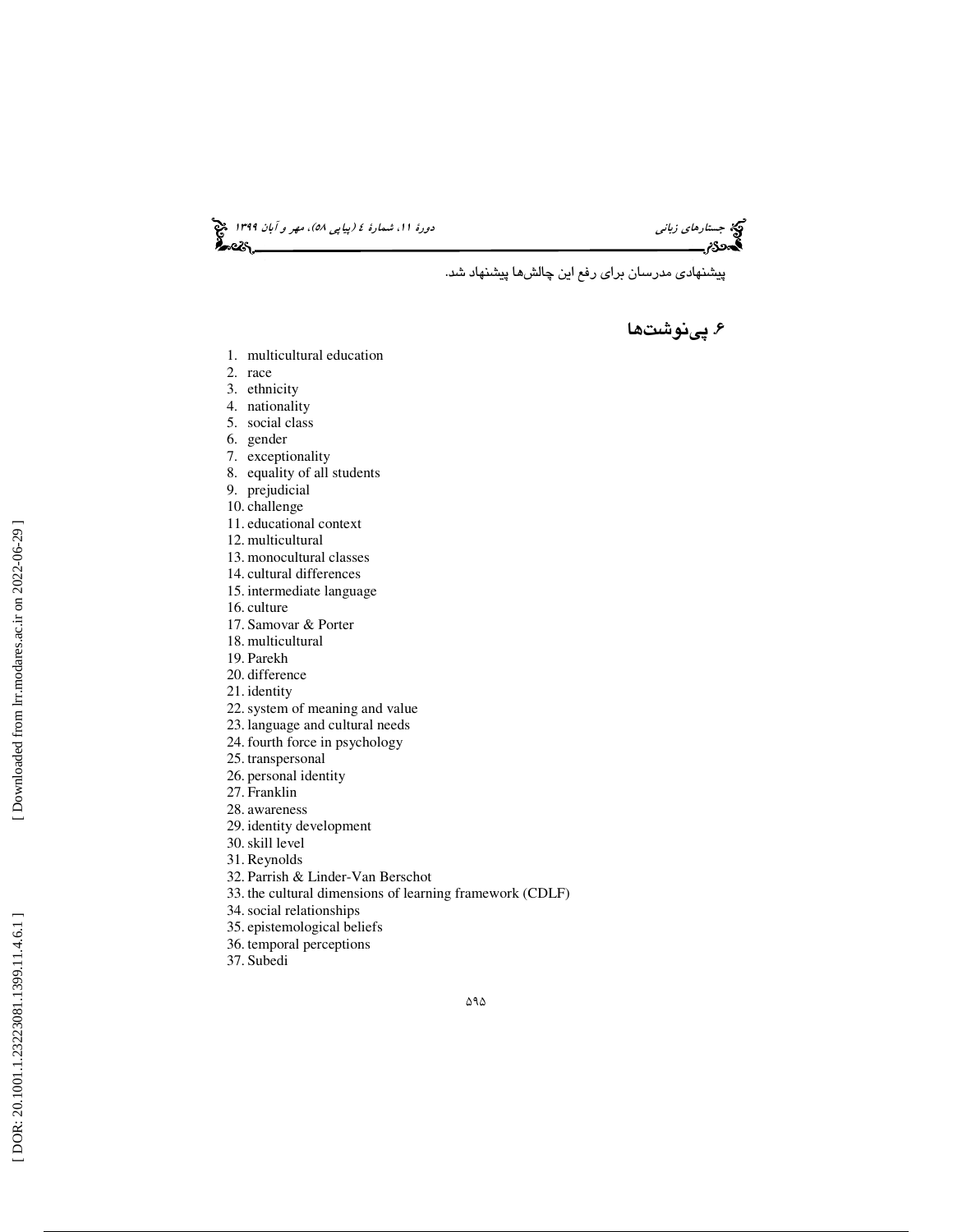پیشنهادی مدرسان برای رفع این چالش‌ها پیشنهاد شد.

## ۶. پی‌نوشت‌ها

1. multicultural education
2. race
3. ethnicity
4. nationality
5. social class
6. gender
7. exceptionality
8. equality of all students
9. prejudicial
10. challenge
11. educational context
12. multicultural
13. monocultural classes
14. cultural differences
15. intermediate language
16. culture
17. Samovar & Porter
18. multicultural
19. Parekh
20. difference
21. identity
22. system of meaning and value
23. language and cultural needs
24. fourth force in psychology
25. transpersonal
26. personal identity
27. Franklin
28. awareness
29. identity development
30. skill level
31. Reynolds
32. Parrish & Linder-Van Berschot
33. the cultural dimensions of learning framework (CDLF)
34. social relationships
35. epistemological beliefs
36. temporal perceptions
37. Subedi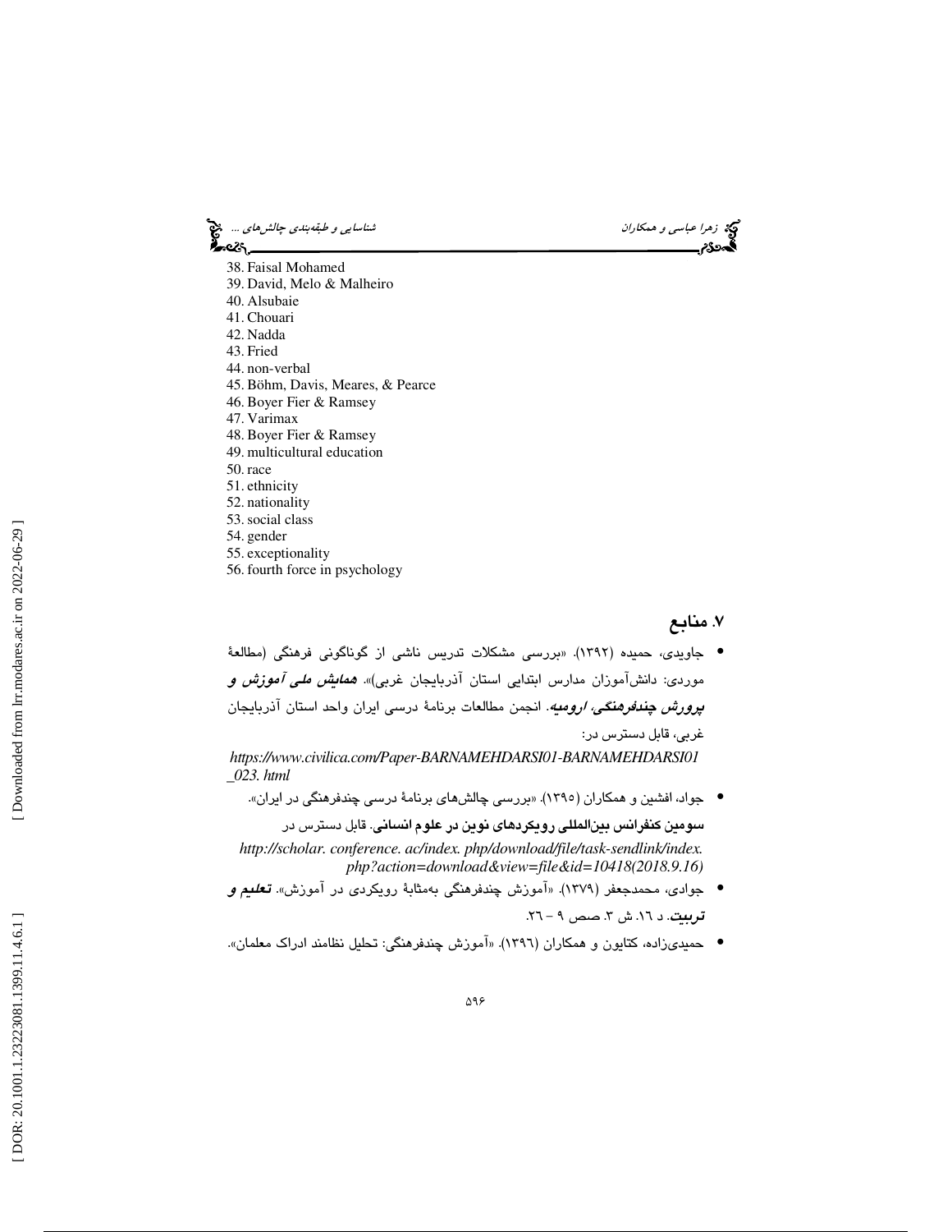38. Faisal Mohamed
39. David, Melo & Malheiro
40. Alsubaie
41. Chouari
42. Nadda
43. Fried
44. non-verbal
45. Böhm, Davis, Meares, & Pearce
46. Boyer Fier & Ramsey
47. Varimax
48. Boyer Fier & Ramsey
49. multicultural education
50. race
51. ethnicity
52. nationality
53. social class
54. gender
55. exceptionality
56. fourth force in psychology

## ۷. منابع

- جاویدی، حمیده (۱۳۹۲). «بررسی مشکلات تدریس ناشی از گوناگونی فرهنگی (مطالعهٔ موردی: دانش‌آموزان مدارس ابتدایی استان آذربایجان غربی)». ***همایش ملی آموزش و پرورش چندفرهنگی، ارومیه***. انجمن مطالعات برنامهٔ درسی ایران واحد استان آذربایجان غربی، قابل دسترس در:
  *https://www.civilica.com/Paper-BARNAMEHDARSI01-BARNAMEHDARSI01_023. html*
- جواد، افشین و همکاران (۱۳۹۵). «بررسی چالش‌های برنامهٔ درسی چندفرهنگی در ایران». **سومین کنفرانس بین‌المللی رویکردهای نوین در علوم انسانی**. قابل دسترس در
  *http://scholar. conference. ac/index. php/download/file/task-sendlink/index. php?action=download&view=file&id=10418(2018.9.16)*
- جوادی، محمدجعفر (۱۳۷۹). «آموزش چندفرهنگی به‌مثابهٔ رویکردی در آموزش». ***تعلیم و تربیت***. د ۱۶. ش ۳. صص ۹ – ۲۶.
- حمیدی‌زاده، کتایون و همکاران (۱۳۹۶). «آموزش چندفرهنگی: تحلیل نظامند ادراک معلمان».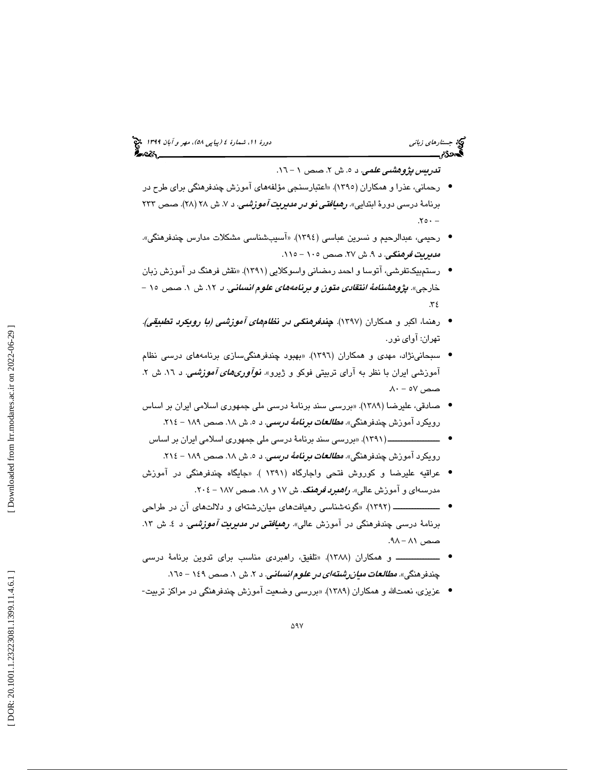***تدریس پژوهشی علمی***. د ۵. ش ۲. صص ۱ – ۱٦.

- رحمانی، عذرا و همکاران (۱۳۹۵). «اعتبارسنجی مؤلفه‌های آموزش چندفرهنگی برای طرح در برنامهٔ درسی دورهٔ ابتدایی». ***رهیافتی نو در مدیریت آموزشی***. د ۷. ش ۲۸ (۲۸). صص ۲۳۳ – ۲۵۰.
- رحیمی، عبدالرحیم و نسرین عباسی (۱۳۹٤). «آسیب‌شناسی مشکلات مدارس چندفرهنگی». ***مدیریت فرهنگی***. د ۹. ش ۲۷. صص ۱۰۵ – ۱۱۵.
- رستم‌بیک‌تفرشی، آتوسا و احمد رمضانی واسوکلایی (۱۳۹۱). «نقش فرهنگ در آموزش زبان خارجی». ***پژوهشنامهٔ انتقادی متون و برنامه‌های علوم انسانی***. د ۱۲. ش ۱. صص ۱۵ – ۳٤.
- رهنما، اکبر و همکاران (۱۳۹۷). ***چندفرهنگی در نظام‌های آموزشی (با رویکرد تطبیقی)***. تهران: آوای نور.
- سبحانی‌نژاد، مهدی و همکاران (۱۳۹٦). «بهبود چندفرهنگی‌سازی برنامه‌های درسی نظام آموزشی ایران با نظر به آرای تربیتی فوکو و ژیرو». ***نوآوری‌های آموزشی***. د ۱٦. ش ۲. صص ۵۷ – ۸۰.
- صادقی، علیرضا (۱۳۸۹). «بررسی سند برنامهٔ درسی ملی جمهوری اسلامی ایران بر اساس رویکرد آموزش چندفرهنگی». ***مطالعات برنامهٔ درسی***. د ۵. ش ۱۸. صص ۱۸۹ – ۲۱٤.
- ـــــــــــــــ (۱۳۹۱). «بررسی سند برنامهٔ درسی ملی جمهوری اسلامی ایران بر اساس رویکرد آموزش چندفرهنگی». ***مطالعات برنامهٔ درسی***. د ۵. ش ۱۸. صص ۱۸۹ – ۲۱٤.
- عراقیه علیرضا و کوروش فتحی واجارگاه (۱۳۹۱ ). «جایگاه چندفرهنگی در آموزش مدرسه‌ای و آموزش عالی». ***راهبرد فرهنگ***. ش ۱۷ و ۱۸. صص ۱۸۷ – ۲۰٤.
- ـــــــــــــــ (۱۳۹۲). «گونه‌شناسی رهیافت‌های میان‌رشته‌ای و دلالت‌های آن در طراحی برنامهٔ درسی چندفرهنگی در آموزش عالی». ***رهیافتی در مدیریت آموزشی***. د ٤. ش ۱۳. صص ۸۱ – ۹۸.
- ـــــــــــــــ و همکاران (۱۳۸۸). «تلفیق، راهبردی مناسب برای تدوین برنامهٔ درسی چندفرهنگی». ***مطالعات میان‌رشته‌ای در علوم انسانی***. د ۲. ش ۱. صص ۱٤۹ – ۱٦۵.
- عزیزی، نعمت‌الله و همکاران (۱۳۸۹). «بررسی وضعیت آموزش چندفرهنگی در مراکز تربیت-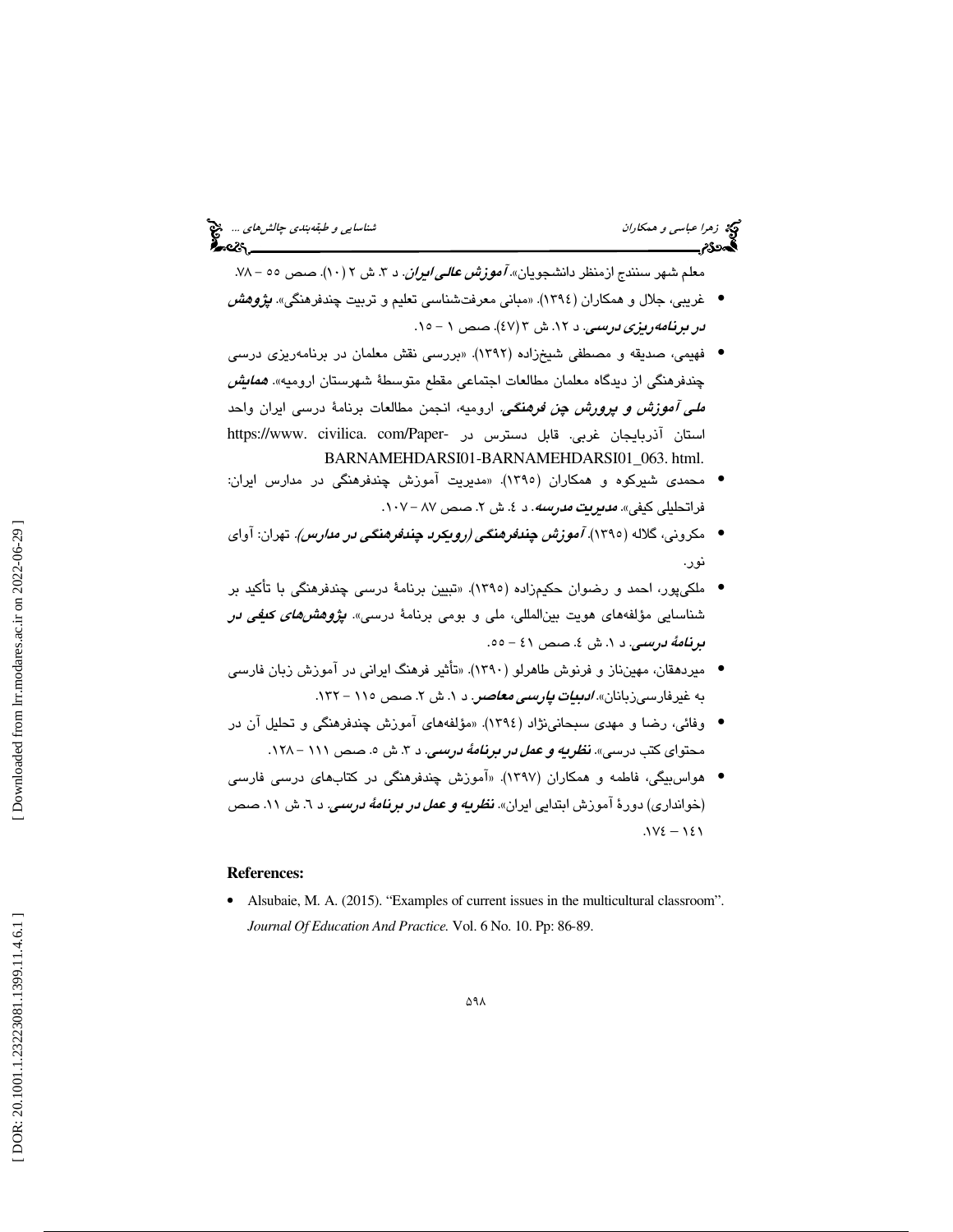معلم شهر سنندج ازمنظر دانشجویان». ***آموزش عالی ایران***. د ۳. ش ۲ (۱۰). صص ۵۵ – ۷۸.

- غریبی، جلال و همکاران (۱۳۹٤). «مبانی معرفت‌شناسی تعلیم و تربیت چندفرهنگی». ***پژوهش در برنامه‌ریزی درسی***. د ۱۲. ش ۳ (٤۷). صص ۱ – ۱۵.
- فهیمی، صدیقه و مصطفی شیخزاده (۱۳۹۲). «بررسی نقش معلمان در برنامه‌ریزی درسی چندفرهنگی از دیدگاه معلمان مطالعات اجتماعی مقطع متوسطهٔ شهرستان ارومیه». ***همایش ملی آموزش و پرورش چن فرهنگی***. ارومیه، انجمن مطالعات برنامهٔ درسی ایران واحد استان آذربایجان غربی. قابل دسترس در https://www. civilica. com/Paper-BARNAMEHDARSI01-BARNAMEHDARSI01_063. html.
- محمدی شیرکوه و همکاران (۱۳۹۵). «مدیریت آموزش چندفرهنگی در مدارس ایران: فراتحلیلی کیفی». ***مدیریت مدرسه***. د ٤. ش ۲. صص ۸۷ – ۱۰۷.
- مکرونی، گلاله (۱۳۹۵). ***آموزش چندفرهنگی (رویکرد چندفرهنگی در مدارس)***. تهران: آوای نور.
- ملکی‌پور، احمد و رضوان حکیم‌زاده (۱۳۹۵). «تبیین برنامهٔ درسی چندفرهنگی با تأکید بر شناسایی مؤلفه‌های هویت بین‌المللی، ملی و بومی برنامهٔ درسی». ***پژوهش‌های کیفی در برنامهٔ درسی***. د ۱. ش ٤. صص ٤۱ – ۵۵.
- میردهقان، مهین‌ناز و فرنوش طاهرلو (۱۳۹۰). «تأثیر فرهنگ ایرانی در آموزش زبان فارسی به غیرفارسی‌زبانان». ***ادبیات پارسی معاصر***. د ۱. ش ۲. صص ۱۱۵ – ۱۳۲.
- وفائی، رضا و مهدی سبحانی‌نژاد (۱۳۹٤). «مؤلفه‌های آموزش چندفرهنگی و تحلیل آن در محتوای کتب درسی». ***نظریه و عمل در برنامهٔ درسی***. د ۳. ش ۵. صص ۱۱۱ – ۱۲۸.
- هواس‌بیگی، فاطمه و همکاران (۱۳۹۷). «آموزش چندفرهنگی در کتاب‌های درسی فارسی (خوانداری) دورهٔ آموزش ابتدایی ایران». ***نظریه و عمل در برنامهٔ درسی***. د ٦. ش ۱۱. صص ۱٤۱ – ۱۷٤.

**References:**

- Alsubaie, M. A. (2015). "Examples of current issues in the multicultural classroom". *Journal Of Education And Practice.* Vol. 6 No. 10. Pp: 86-89.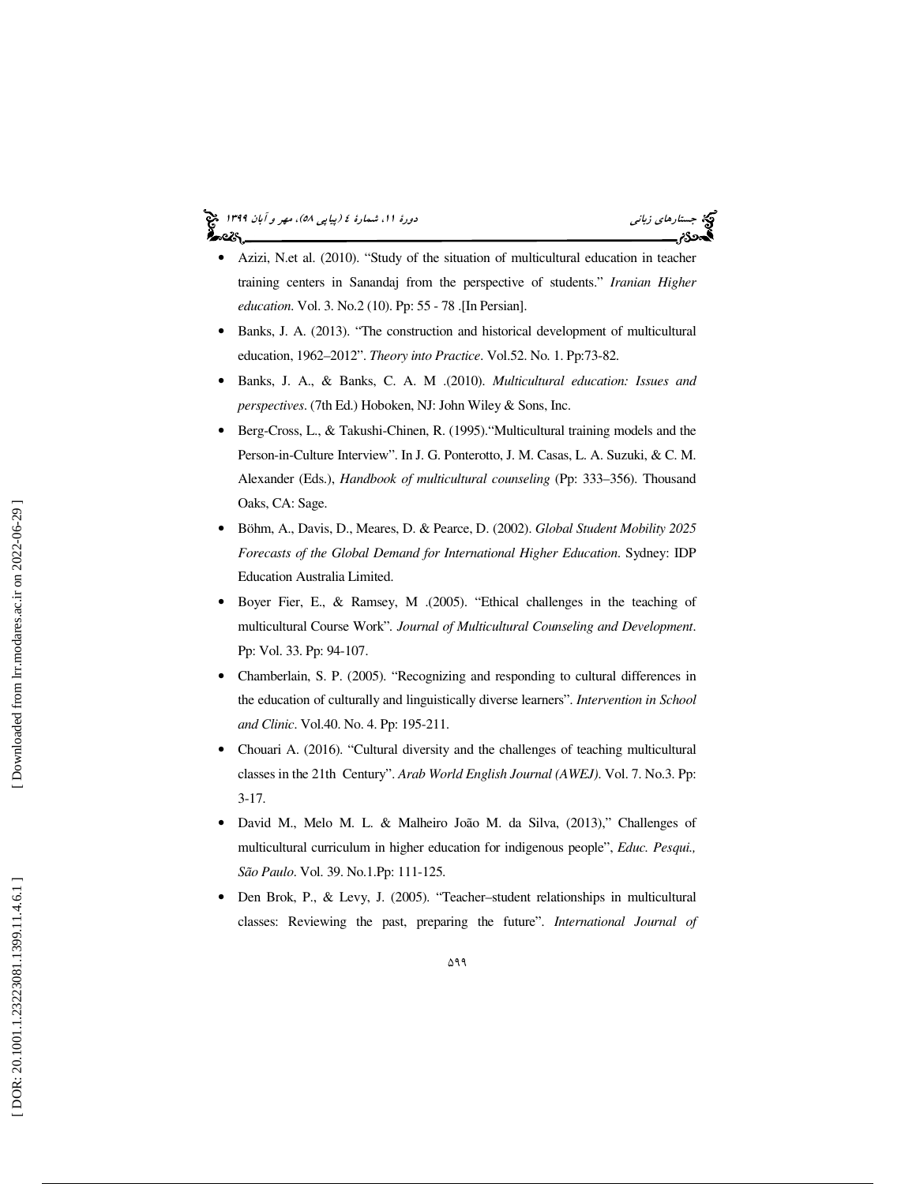- Azizi, N.et al. (2010). "Study of the situation of multicultural education in teacher training centers in Sanandaj from the perspective of students." *Iranian Higher education*. Vol. 3. No.2 (10). Pp: 55 - 78 .[In Persian].
- Banks, J. A. (2013). "The construction and historical development of multicultural education, 1962–2012". *Theory into Practice*. Vol.52. No. 1. Pp:73-82.
- Banks, J. A., & Banks, C. A. M .(2010). *Multicultural education: Issues and perspectives*. (7th Ed.) Hoboken, NJ: John Wiley & Sons, Inc.
- Berg-Cross, L., & Takushi-Chinen, R. (1995)."Multicultural training models and the Person-in-Culture Interview". In J. G. Ponterotto, J. M. Casas, L. A. Suzuki, & C. M. Alexander (Eds.), *Handbook of multicultural counseling* (Pp: 333–356). Thousand Oaks, CA: Sage.
- Böhm, A., Davis, D., Meares, D. & Pearce, D. (2002). *Global Student Mobility 2025 Forecasts of the Global Demand for International Higher Education*. Sydney: IDP Education Australia Limited.
- Boyer Fier, E., & Ramsey, M .(2005). "Ethical challenges in the teaching of multicultural Course Work". *Journal of Multicultural Counseling and Development*. Pp: Vol. 33. Pp: 94-107.
- Chamberlain, S. P. (2005). "Recognizing and responding to cultural differences in the education of culturally and linguistically diverse learners". *Intervention in School and Clinic*. Vol.40. No. 4. Pp: 195-211.
- Chouari A. (2016). "Cultural diversity and the challenges of teaching multicultural classes in the 21th Century". *Arab World English Journal (AWEJ)*. Vol. 7. No.3. Pp: 3-17.
- David M., Melo M. L. & Malheiro João M. da Silva, (2013)," Challenges of multicultural curriculum in higher education for indigenous people", *Educ. Pesqui., São Paulo*. Vol. 39. No.1.Pp: 111-125.
- Den Brok, P., & Levy, J. (2005). "Teacher–student relationships in multicultural classes: Reviewing the past, preparing the future". *International Journal of*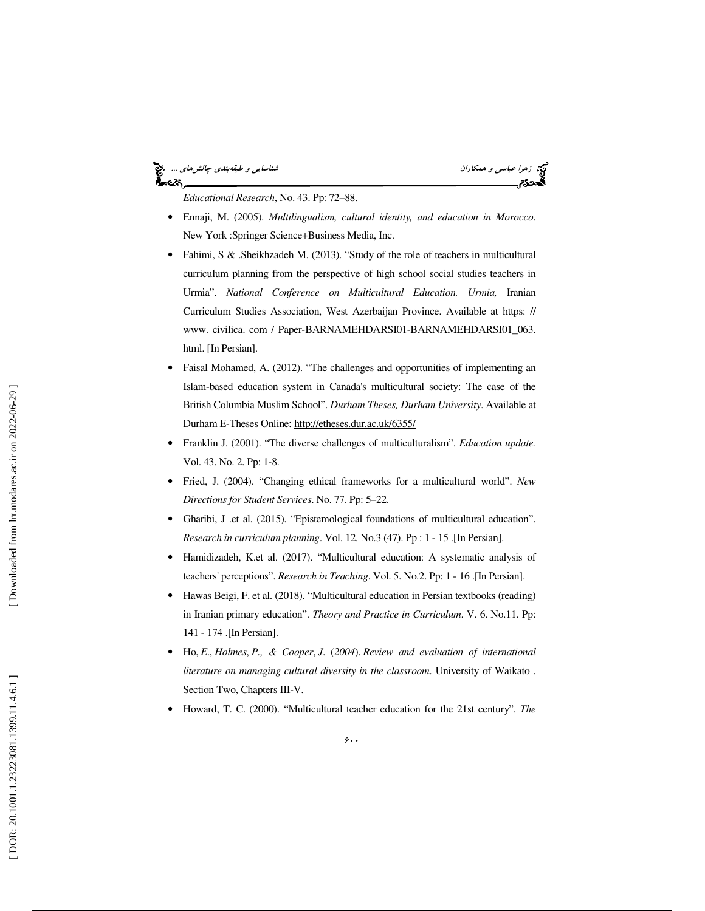*Educational Research*, No. 43. Pp: 72–88.

- Ennaji, M. (2005). *Multilingualism, cultural identity, and education in Morocco*. New York :Springer Science+Business Media, Inc.
- Fahimi, S & .Sheikhzadeh M. (2013). "Study of the role of teachers in multicultural curriculum planning from the perspective of high school social studies teachers in Urmia". *National Conference on Multicultural Education. Urmia,* Iranian Curriculum Studies Association, West Azerbaijan Province. Available at https: // www. civilica. com / Paper-BARNAMEHDARSI01-BARNAMEHDARSI01_063. html. [In Persian].
- Faisal Mohamed, A. (2012). "The challenges and opportunities of implementing an Islam-based education system in Canada's multicultural society: The case of the British Columbia Muslim School". *Durham Theses, Durham University*. Available at Durham E-Theses Online: http://etheses.dur.ac.uk/6355/
- Franklin J. (2001). "The diverse challenges of multiculturalism". *Education update.* Vol. 43. No. 2. Pp: 1-8.
- Fried, J. (2004). "Changing ethical frameworks for a multicultural world". *New Directions for Student Services*. No. 77. Pp: 5–22.
- Gharibi, J .et al. (2015). "Epistemological foundations of multicultural education". *Research in curriculum planning*. Vol. 12. No.3 (47). Pp : 1 - 15 .[In Persian].
- Hamidizadeh, K.et al. (2017). "Multicultural education: A systematic analysis of teachers' perceptions". *Research in Teaching*. Vol. 5. No.2. Pp: 1 - 16 .[In Persian].
- Hawas Beigi, F. et al. (2018). "Multicultural education in Persian textbooks (reading) in Iranian primary education". *Theory and Practice in Curriculum*. V. 6. No.11. Pp: 141 - 174 .[In Persian].
- Ho, *E*., *Holmes*, *P*., *& Cooper*, *J*. (*2004*). *Review and evaluation of international literature on managing cultural diversity in the classroom*. University of Waikato . Section Two, Chapters III-V.
- Howard, T. C. (2000). "Multicultural teacher education for the 21st century". *The*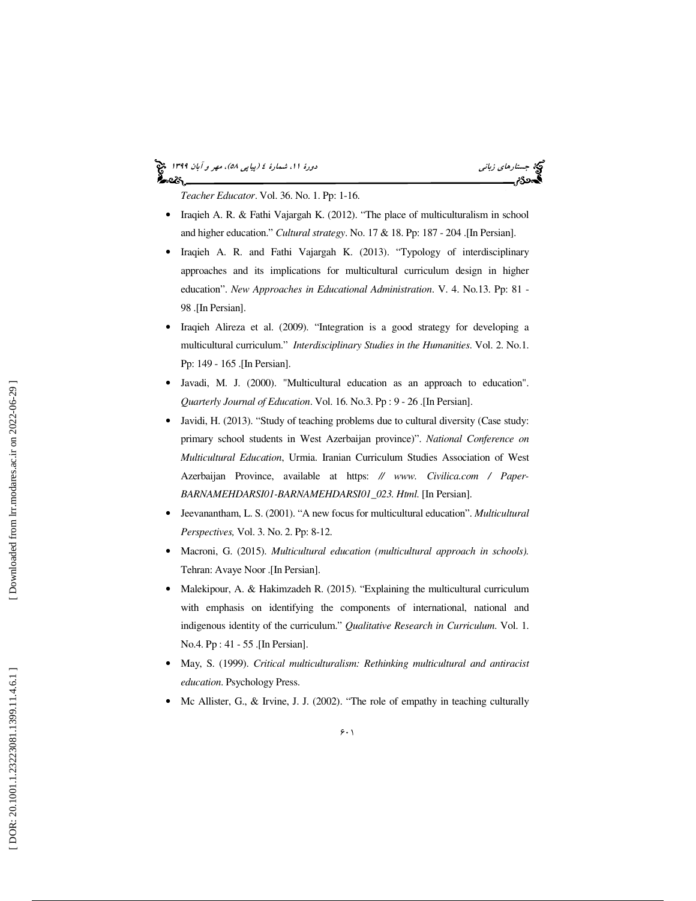*Teacher Educator*. Vol. 36. No. 1. Pp: 1-16.

- Iraqieh A. R. & Fathi Vajargah K. (2012). "The place of multiculturalism in school and higher education." *Cultural strategy*. No. 17 & 18. Pp: 187 - 204 .[In Persian].
- Iraqieh A. R. and Fathi Vajargah K. (2013). "Typology of interdisciplinary approaches and its implications for multicultural curriculum design in higher education". *New Approaches in Educational Administration*. V. 4. No.13. Pp: 81 - 98 .[In Persian].
- Iraqieh Alireza et al. (2009). "Integration is a good strategy for developing a multicultural curriculum." *Interdisciplinary Studies in the Humanities*. Vol. 2. No.1. Pp: 149 - 165 .[In Persian].
- Javadi, M. J. (2000). "Multicultural education as an approach to education". *Quarterly Journal of Education*. Vol. 16. No.3. Pp : 9 - 26 .[In Persian].
- Javidi, H. (2013). "Study of teaching problems due to cultural diversity (Case study: primary school students in West Azerbaijan province)". *National Conference on Multicultural Education*, Urmia. Iranian Curriculum Studies Association of West Azerbaijan Province, available at https: *// www. Civilica.com / Paper-BARNAMEHDARSI01-BARNAMEHDARSI01_023. Html.* [In Persian].
- Jeevanantham, L. S. (2001). "A new focus for multicultural education". *Multicultural Perspectives,* Vol. 3. No. 2. Pp: 8-12.
- Macroni, G. (2015). *Multicultural education (multicultural approach in schools).* Tehran: Avaye Noor .[In Persian].
- Malekipour, A. & Hakimzadeh R. (2015). "Explaining the multicultural curriculum with emphasis on identifying the components of international, national and indigenous identity of the curriculum." *Qualitative Research in Curriculum.* Vol. 1. No.4. Pp : 41 - 55 .[In Persian].
- May, S. (1999). *Critical multiculturalism: Rethinking multicultural and antiracist education*. Psychology Press.
- Mc Allister, G., & Irvine, J. J. (2002). "The role of empathy in teaching culturally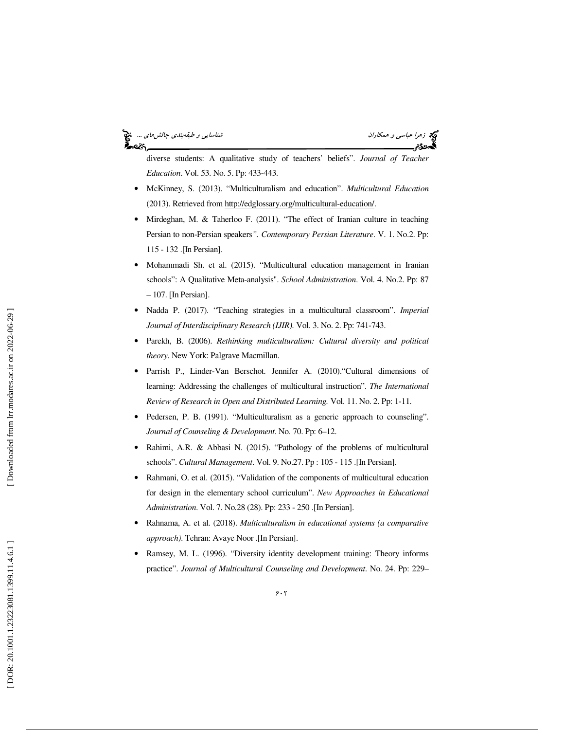diverse students: A qualitative study of teachers' beliefs". *Journal of Teacher Education*. Vol. 53. No. 5. Pp: 433-443.

- McKinney, S. (2013). "Multiculturalism and education". *Multicultural Education* (2013). Retrieved from http://edglossary.org/multicultural-education/.
- Mirdeghan, M. & Taherloo F. (2011). "The effect of Iranian culture in teaching Persian to non-Persian speakers*". Contemporary Persian Literature*. V. 1. No.2. Pp: 115 - 132 .[In Persian].
- Mohammadi Sh. et al. (2015). "Multicultural education management in Iranian schools": A Qualitative Meta-analysis". *School Administration*. Vol. 4. No.2. Pp: 87 – 107. [In Persian].
- Nadda P. (2017). "Teaching strategies in a multicultural classroom". *Imperial Journal of Interdisciplinary Research (IJIR).* Vol. 3. No. 2. Pp: 741-743.
- Parekh, B. (2006). *Rethinking multiculturalism: Cultural diversity and political theory*. New York: Palgrave Macmillan.
- Parrish P., Linder-Van Berschot. Jennifer A. (2010)."Cultural dimensions of learning: Addressing the challenges of multicultural instruction". *The International Review of Research in Open and Distributed Learning.* Vol. 11. No. 2. Pp: 1-11.
- Pedersen, P. B. (1991). "Multiculturalism as a generic approach to counseling". *Journal of Counseling & Development*. No. 70. Pp: 6–12.
- Rahimi, A.R. & Abbasi N. (2015). "Pathology of the problems of multicultural schools". *Cultural Management*. Vol. 9. No.27. Pp : 105 - 115 .[In Persian].
- Rahmani, O. et al. (2015). "Validation of the components of multicultural education for design in the elementary school curriculum". *New Approaches in Educational Administration*. Vol. 7. No.28 (28). Pp: 233 - 250 .[In Persian].
- Rahnama, A. et al. (2018). *Multiculturalism in educational systems (a comparative approach)*. Tehran: Avaye Noor .[In Persian].
- Ramsey, M. L. (1996). "Diversity identity development training: Theory informs practice". *Journal of Multicultural Counseling and Development*. No. 24. Pp: 229–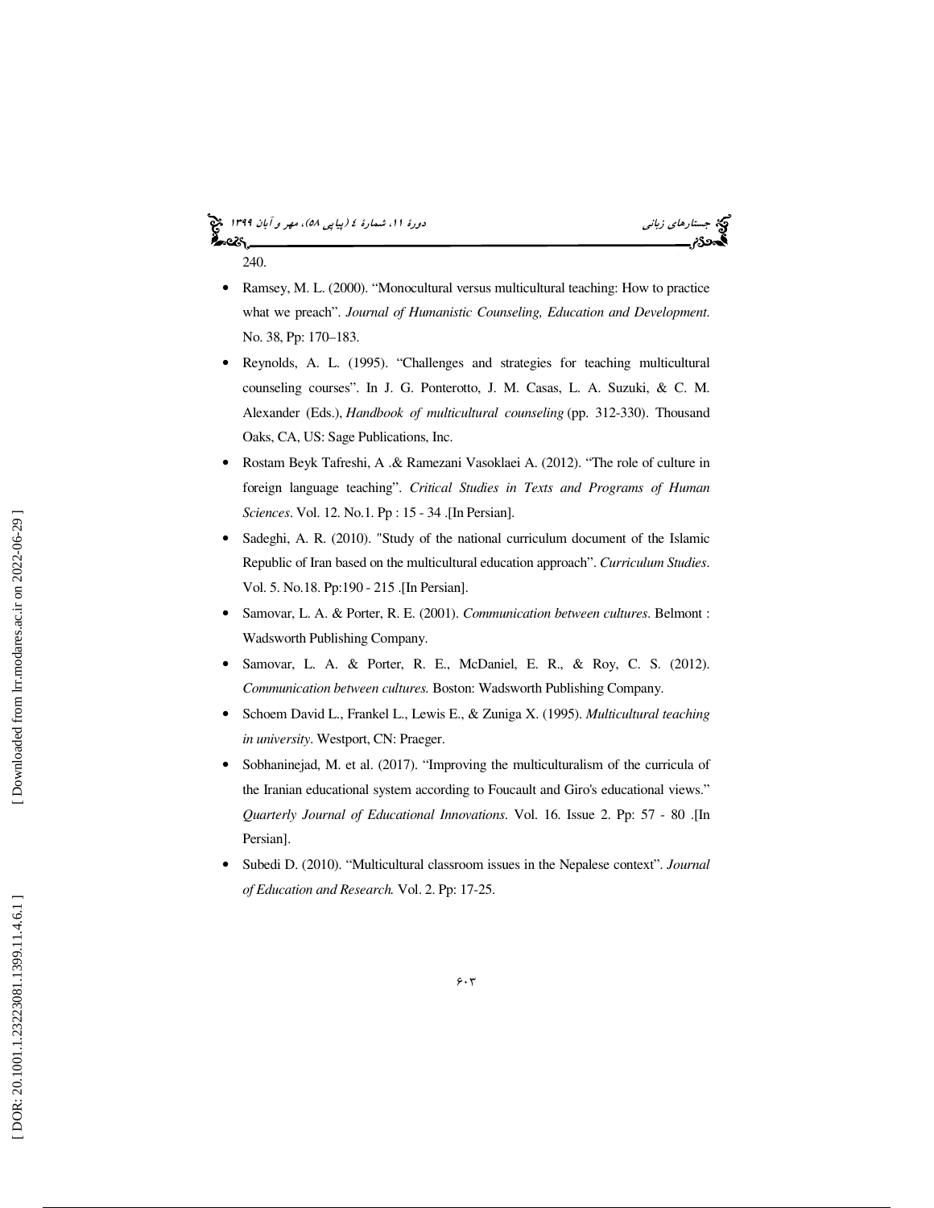240.

- Ramsey, M. L. (2000). “Monocultural versus multicultural teaching: How to practice what we preach”. *Journal of Humanistic Counseling, Education and Development*. No. 38, Pp: 170–183.
- Reynolds, A. L. (1995). “Challenges and strategies for teaching multicultural counseling courses”. In J. G. Ponterotto, J. M. Casas, L. A. Suzuki, & C. M. Alexander (Eds.), *Handbook of multicultural counseling* (pp. 312-330). Thousand Oaks, CA, US: Sage Publications, Inc.
- Rostam Beyk Tafreshi, A .& Ramezani Vasoklaei A. (2012). “The role of culture in foreign language teaching”. *Critical Studies in Texts and Programs of Human Sciences*. Vol. 12. No.1. Pp : 15 - 34 .[In Persian].
- Sadeghi, A. R. (2010). "Study of the national curriculum document of the Islamic Republic of Iran based on the multicultural education approach”. *Curriculum Studies*. Vol. 5. No.18. Pp:190 - 215 .[In Persian].
- Samovar, L. A. & Porter, R. E. (2001). *Communication between cultures*. Belmont : Wadsworth Publishing Company.
- Samovar, L. A. & Porter, R. E., McDaniel, E. R., & Roy, C. S. (2012). *Communication between cultures.* Boston: Wadsworth Publishing Company.
- Schoem David L., Frankel L., Lewis E., & Zuniga X. (1995). *Multicultural teaching in university*. Westport, CN: Praeger.
- Sobhaninejad, M. et al. (2017). “Improving the multiculturalism of the curricula of the Iranian educational system according to Foucault and Giro's educational views.” *Quarterly Journal of Educational Innovations*. Vol. 16. Issue 2. Pp: 57 - 80 .[In Persian].
- Subedi D. (2010). “Multicultural classroom issues in the Nepalese context”. *Journal of Education and Research.* Vol. 2. Pp: 17-25.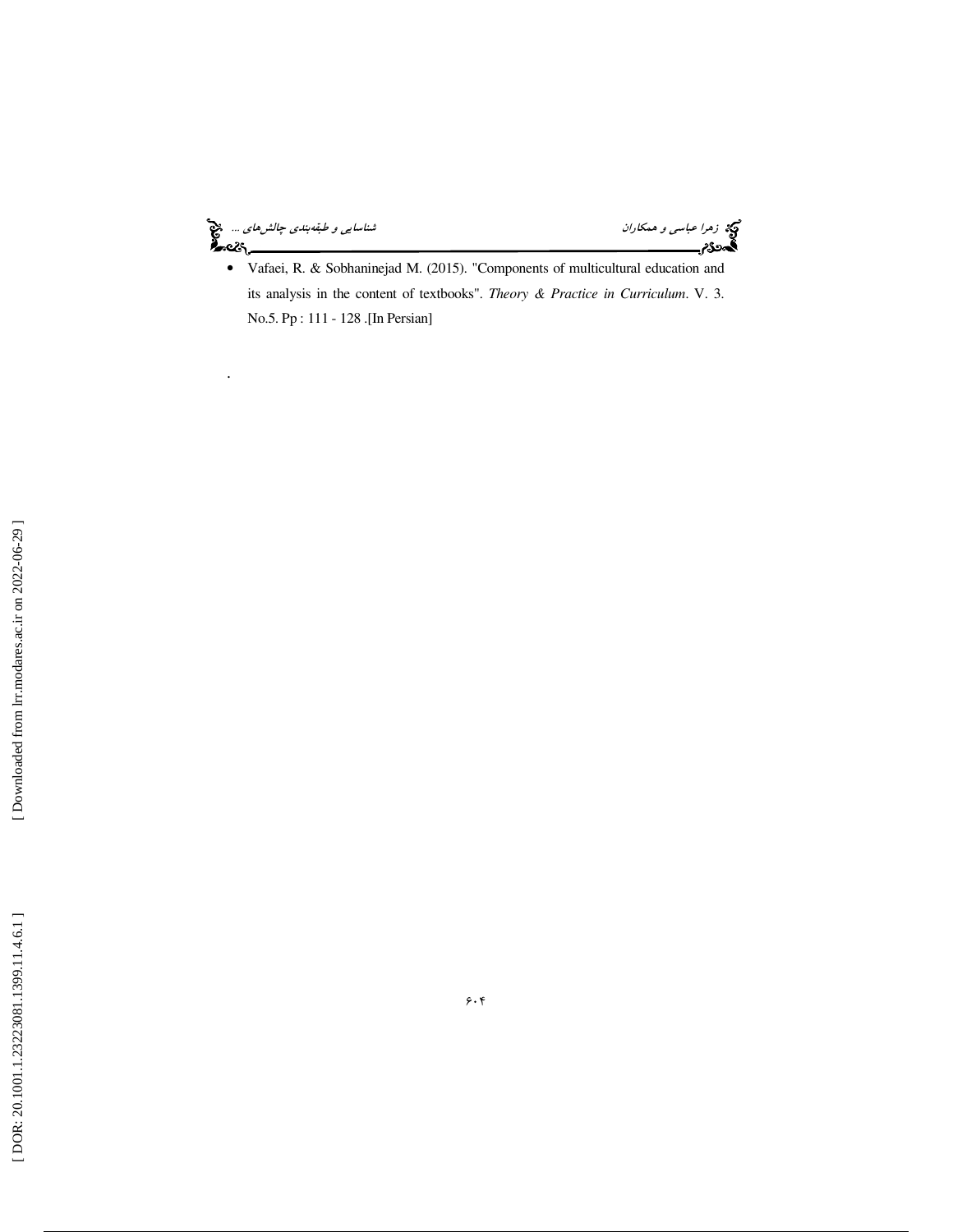- Vafaei, R. & Sobhaninejad M. (2015). "Components of multicultural education and its analysis in the content of textbooks". *Theory & Practice in Curriculum*. V. 3. No.5. Pp : 111 - 128 .[In Persian]